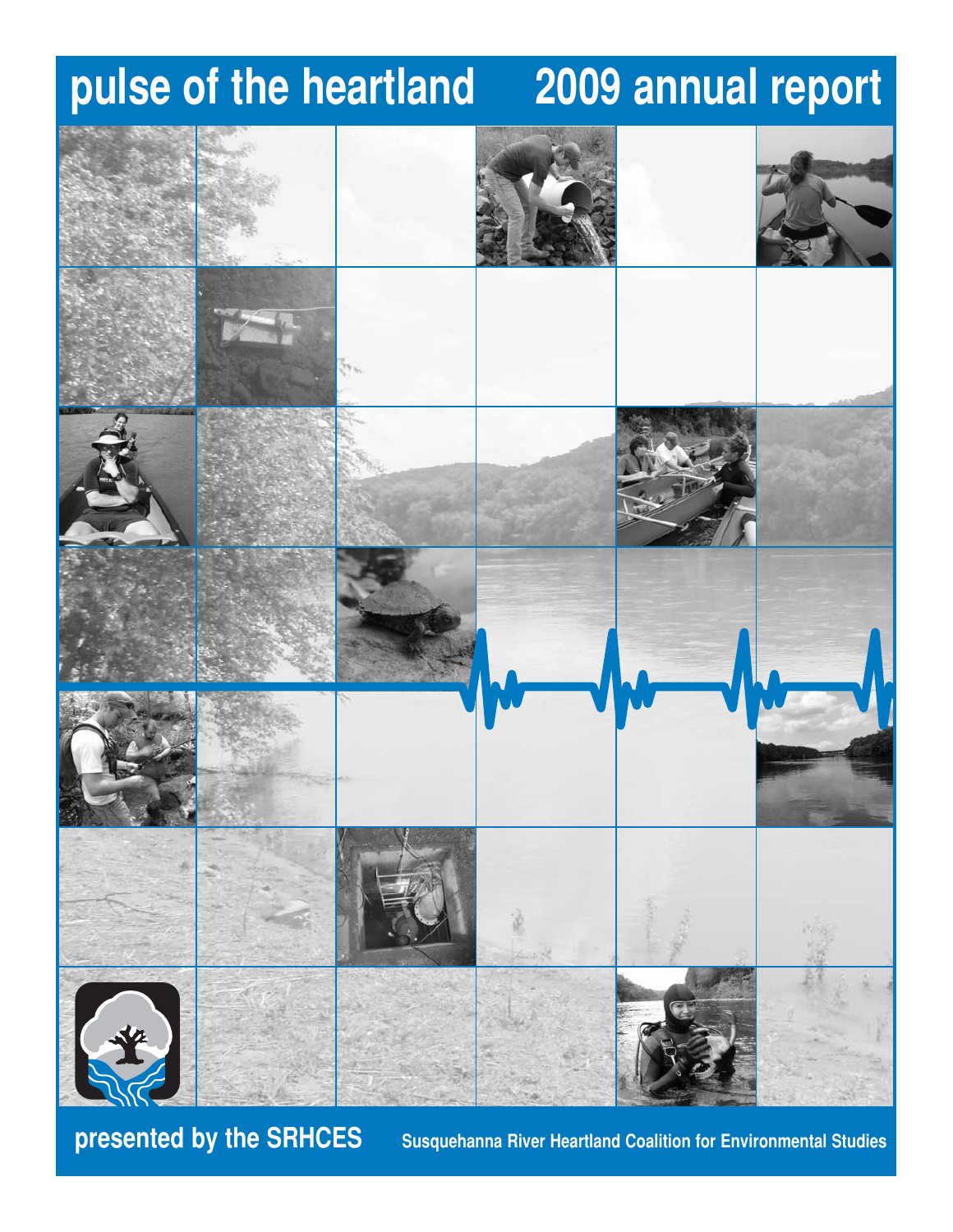# pulse of the heartland 2009 annual report

**presented by the SRHCES** Susquehanna River Heartland Coalition for Environmental Studies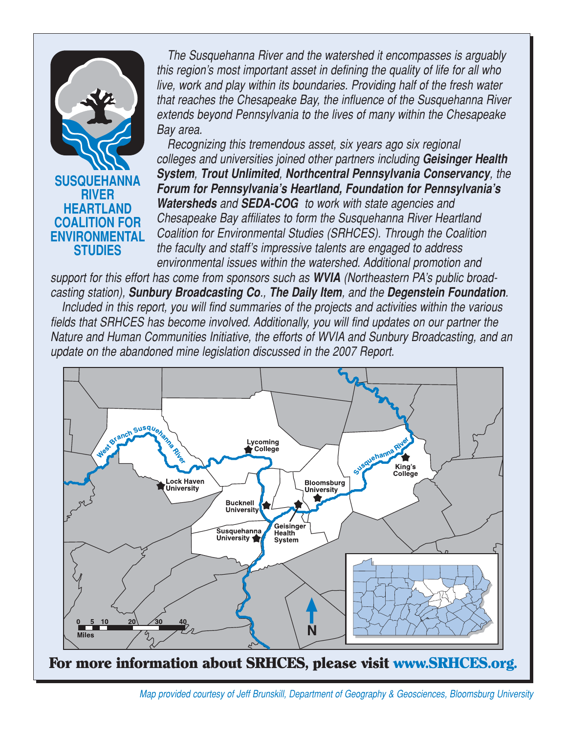**SUSQUEHANNA RIVER HEARTLAND COALITION FOR ENVIRONMENTAL STUDIES**

*The Susquehanna River and the watershed it encompasses is arguably this region's most important asset in defining the quality of life for all who live, work and play within its boundaries. Providing half of the fresh water that reaches the Chesapeake Bay, the influence of the Susquehanna River extends beyond Pennsylvania to the lives of many within the Chesapeake Bay area.*

*Recognizing this tremendous asset, six years ago six regional colleges and universities joined other partners including **Geisinger Health System**, **Trout Unlimited**, **Northcentral Pennsylvania Conservancy**, the **Forum for Pennsylvania's Heartland, Foundation for Pennsylvania's Watersheds** and **SEDA-COG** to work with state agencies and Chesapeake Bay affiliates to form the Susquehanna River Heartland Coalition for Environmental Studies (SRHCES). Through the Coalition the faculty and staff's impressive talents are engaged to address environmental issues within the watershed. Additional promotion and support for this effort has come from sponsors such as **WVIA** (Northeastern PA's public broadcasting station), **Sunbury Broadcasting Co.**, **The Daily Item**, and the **Degenstein Foundation**.*

*Included in this report, you will find summaries of the projects and activities within the various fields that SRHCES has become involved. Additionally, you will find updates on our partner the Nature and Human Communities Initiative, the efforts of WVIA and Sunbury Broadcasting, and an update on the abandoned mine legislation discussed in the 2007 Report.*

West Branch Susquehanna River; Susquehanna River; Lycoming College; Lock Haven University; Bucknell University; Susquehanna University; Geisinger Health System; Bloomsburg University; King's College

0 5 10 20 30 40 Miles

N

**For more information about SRHCES, please visit www.SRHCES.org.**

*Map provided courtesy of Jeff Brunskill, Department of Geography & Geosciences, Bloomsburg University*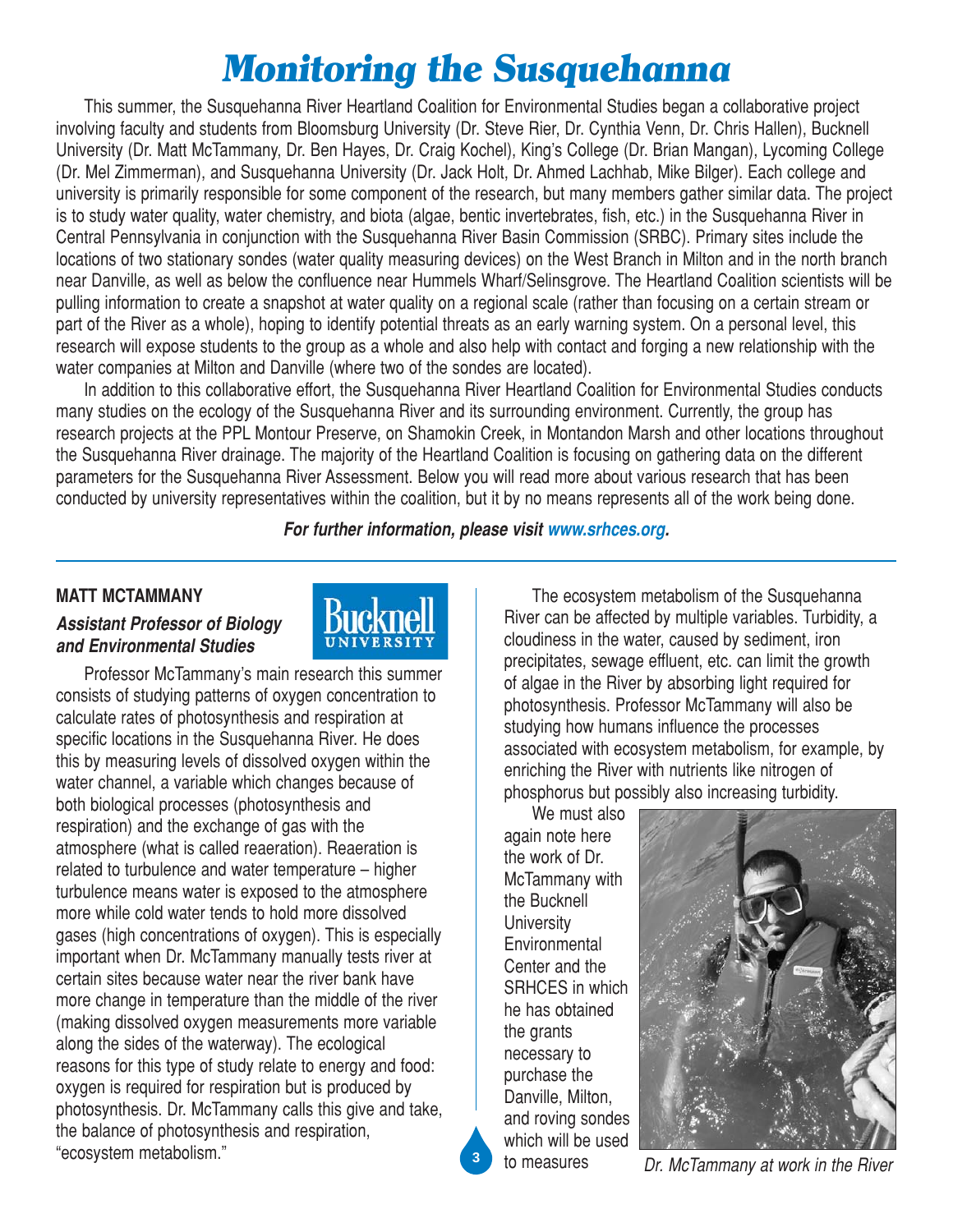# Monitoring the Susquehanna

This summer, the Susquehanna River Heartland Coalition for Environmental Studies began a collaborative project involving faculty and students from Bloomsburg University (Dr. Steve Rier, Dr. Cynthia Venn, Dr. Chris Hallen), Bucknell University (Dr. Matt McTammany, Dr. Ben Hayes, Dr. Craig Kochel), King's College (Dr. Brian Mangan), Lycoming College (Dr. Mel Zimmerman), and Susquehanna University (Dr. Jack Holt, Dr. Ahmed Lachhab, Mike Bilger). Each college and university is primarily responsible for some component of the research, but many members gather similar data. The project is to study water quality, water chemistry, and biota (algae, bentic invertebrates, fish, etc.) in the Susquehanna River in Central Pennsylvania in conjunction with the Susquehanna River Basin Commission (SRBC). Primary sites include the locations of two stationary sondes (water quality measuring devices) on the West Branch in Milton and in the north branch near Danville, as well as below the confluence near Hummels Wharf/Selinsgrove. The Heartland Coalition scientists will be pulling information to create a snapshot at water quality on a regional scale (rather than focusing on a certain stream or part of the River as a whole), hoping to identify potential threats as an early warning system. On a personal level, this research will expose students to the group as a whole and also help with contact and forging a new relationship with the water companies at Milton and Danville (where two of the sondes are located).

In addition to this collaborative effort, the Susquehanna River Heartland Coalition for Environmental Studies conducts many studies on the ecology of the Susquehanna River and its surrounding environment. Currently, the group has research projects at the PPL Montour Preserve, on Shamokin Creek, in Montandon Marsh and other locations throughout the Susquehanna River drainage. The majority of the Heartland Coalition is focusing on gathering data on the different parameters for the Susquehanna River Assessment. Below you will read more about various research that has been conducted by university representatives within the coalition, but it by no means represents all of the work being done.

***For further information, please visit www.srhces.org.***

---

**MATT MCTAMMANY**

***Assistant Professor of Biology and Environmental Studies***

Bucknell University

Professor McTammany's main research this summer consists of studying patterns of oxygen concentration to calculate rates of photosynthesis and respiration at specific locations in the Susquehanna River. He does this by measuring levels of dissolved oxygen within the water channel, a variable which changes because of both biological processes (photosynthesis and respiration) and the exchange of gas with the atmosphere (what is called reaeration). Reaeration is related to turbulence and water temperature – higher turbulence means water is exposed to the atmosphere more while cold water tends to hold more dissolved gases (high concentrations of oxygen). This is especially important when Dr. McTammany manually tests river at certain sites because water near the river bank have more change in temperature than the middle of the river (making dissolved oxygen measurements more variable along the sides of the waterway). The ecological reasons for this type of study relate to energy and food: oxygen is required for respiration but is produced by photosynthesis. Dr. McTammany calls this give and take, the balance of photosynthesis and respiration, "ecosystem metabolism."

The ecosystem metabolism of the Susquehanna River can be affected by multiple variables. Turbidity, a cloudiness in the water, caused by sediment, iron precipitates, sewage effluent, etc. can limit the growth of algae in the River by absorbing light required for photosynthesis. Professor McTammany will also be studying how humans influence the processes associated with ecosystem metabolism, for example, by enriching the River with nutrients like nitrogen of phosphorus but possibly also increasing turbidity.

We must also again note here the work of Dr. McTammany with the Bucknell University Environmental Center and the SRHCES in which he has obtained the grants necessary to purchase the Danville, Milton, and roving sondes which will be used to measures

*Dr. McTammany at work in the River*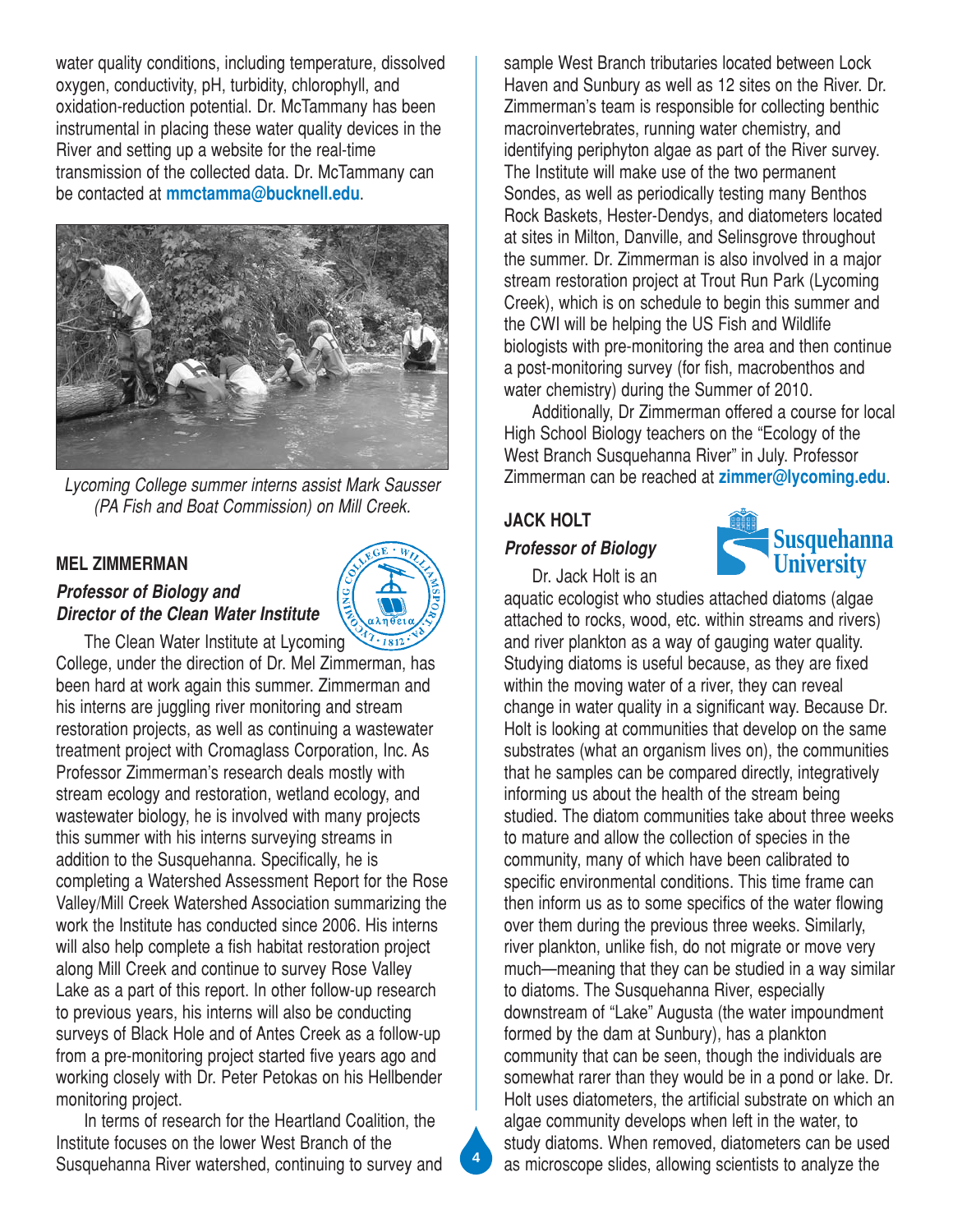water quality conditions, including temperature, dissolved oxygen, conductivity, pH, turbidity, chlorophyll, and oxidation-reduction potential. Dr. McTammany has been instrumental in placing these water quality devices in the River and setting up a website for the real-time transmission of the collected data. Dr. McTammany can be contacted at **mmctamma@bucknell.edu**.

*Lycoming College summer interns assist Mark Sausser (PA Fish and Boat Commission) on Mill Creek.*

## MEL ZIMMERMAN

***Professor of Biology and Director of the Clean Water Institute***

The Clean Water Institute at Lycoming College, under the direction of Dr. Mel Zimmerman, has been hard at work again this summer. Zimmerman and his interns are juggling river monitoring and stream restoration projects, as well as continuing a wastewater treatment project with Cromaglass Corporation, Inc. As Professor Zimmerman's research deals mostly with stream ecology and restoration, wetland ecology, and wastewater biology, he is involved with many projects this summer with his interns surveying streams in addition to the Susquehanna. Specifically, he is completing a Watershed Assessment Report for the Rose Valley/Mill Creek Watershed Association summarizing the work the Institute has conducted since 2006. His interns will also help complete a fish habitat restoration project along Mill Creek and continue to survey Rose Valley Lake as a part of this report. In other follow-up research to previous years, his interns will also be conducting surveys of Black Hole and of Antes Creek as a follow-up from a pre-monitoring project started five years ago and working closely with Dr. Peter Petokas on his Hellbender monitoring project.

In terms of research for the Heartland Coalition, the Institute focuses on the lower West Branch of the Susquehanna River watershed, continuing to survey and sample West Branch tributaries located between Lock Haven and Sunbury as well as 12 sites on the River. Dr. Zimmerman's team is responsible for collecting benthic macroinvertebrates, running water chemistry, and identifying periphyton algae as part of the River survey. The Institute will make use of the two permanent Sondes, as well as periodically testing many Benthos Rock Baskets, Hester-Dendys, and diatometers located at sites in Milton, Danville, and Selinsgrove throughout the summer. Dr. Zimmerman is also involved in a major stream restoration project at Trout Run Park (Lycoming Creek), which is on schedule to begin this summer and the CWI will be helping the US Fish and Wildlife biologists with pre-monitoring the area and then continue a post-monitoring survey (for fish, macrobenthos and water chemistry) during the Summer of 2010.

Additionally, Dr Zimmerman offered a course for local High School Biology teachers on the "Ecology of the West Branch Susquehanna River" in July. Professor Zimmerman can be reached at **zimmer@lycoming.edu**.

## JACK HOLT

***Professor of Biology***

Dr. Jack Holt is an aquatic ecologist who studies attached diatoms (algae attached to rocks, wood, etc. within streams and rivers) and river plankton as a way of gauging water quality. Studying diatoms is useful because, as they are fixed within the moving water of a river, they can reveal change in water quality in a significant way. Because Dr. Holt is looking at communities that develop on the same substrates (what an organism lives on), the communities that he samples can be compared directly, integratively informing us about the health of the stream being studied. The diatom communities take about three weeks to mature and allow the collection of species in the community, many of which have been calibrated to specific environmental conditions. This time frame can then inform us as to some specifics of the water flowing over them during the previous three weeks. Similarly, river plankton, unlike fish, do not migrate or move very much—meaning that they can be studied in a way similar to diatoms. The Susquehanna River, especially downstream of "Lake" Augusta (the water impoundment formed by the dam at Sunbury), has a plankton community that can be seen, though the individuals are somewhat rarer than they would be in a pond or lake. Dr. Holt uses diatometers, the artificial substrate on which an algae community develops when left in the water, to study diatoms. When removed, diatometers can be used as microscope slides, allowing scientists to analyze the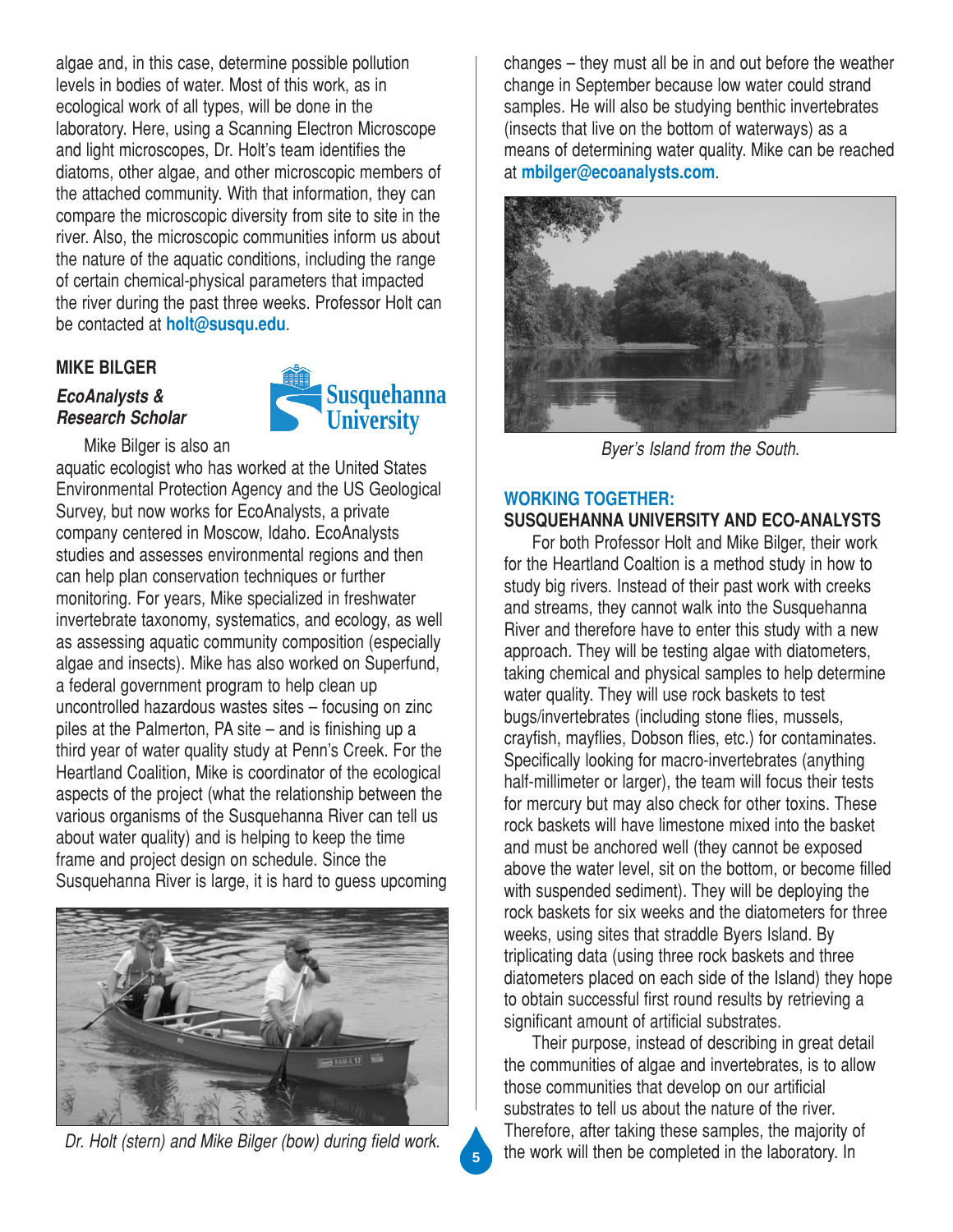algae and, in this case, determine possible pollution levels in bodies of water. Most of this work, as in ecological work of all types, will be done in the laboratory. Here, using a Scanning Electron Microscope and light microscopes, Dr. Holt's team identifies the diatoms, other algae, and other microscopic members of the attached community. With that information, they can compare the microscopic diversity from site to site in the river. Also, the microscopic communities inform us about the nature of the aquatic conditions, including the range of certain chemical-physical parameters that impacted the river during the past three weeks. Professor Holt can be contacted at **holt@susqu.edu**.

### MIKE BILGER

***EcoAnalysts & Research Scholar***

Susquehanna University

Mike Bilger is also an aquatic ecologist who has worked at the United States Environmental Protection Agency and the US Geological Survey, but now works for EcoAnalysts, a private company centered in Moscow, Idaho. EcoAnalysts studies and assesses environmental regions and then can help plan conservation techniques or further monitoring. For years, Mike specialized in freshwater invertebrate taxonomy, systematics, and ecology, as well as assessing aquatic community composition (especially algae and insects). Mike has also worked on Superfund, a federal government program to help clean up uncontrolled hazardous wastes sites – focusing on zinc piles at the Palmerton, PA site – and is finishing up a third year of water quality study at Penn's Creek. For the Heartland Coalition, Mike is coordinator of the ecological aspects of the project (what the relationship between the various organisms of the Susquehanna River can tell us about water quality) and is helping to keep the time frame and project design on schedule. Since the Susquehanna River is large, it is hard to guess upcoming changes – they must all be in and out before the weather change in September because low water could strand samples. He will also be studying benthic invertebrates (insects that live on the bottom of waterways) as a means of determining water quality. Mike can be reached at **mbilger@ecoanalysts.com**.

*Dr. Holt (stern) and Mike Bilger (bow) during field work.*

*Byer's Island from the South.*

### WORKING TOGETHER:
### SUSQUEHANNA UNIVERSITY AND ECO-ANALYSTS

For both Professor Holt and Mike Bilger, their work for the Heartland Coaltion is a method study in how to study big rivers. Instead of their past work with creeks and streams, they cannot walk into the Susquehanna River and therefore have to enter this study with a new approach. They will be testing algae with diatometers, taking chemical and physical samples to help determine water quality. They will use rock baskets to test bugs/invertebrates (including stone flies, mussels, crayfish, mayflies, Dobson flies, etc.) for contaminates. Specifically looking for macro-invertebrates (anything half-millimeter or larger), the team will focus their tests for mercury but may also check for other toxins. These rock baskets will have limestone mixed into the basket and must be anchored well (they cannot be exposed above the water level, sit on the bottom, or become filled with suspended sediment). They will be deploying the rock baskets for six weeks and the diatometers for three weeks, using sites that straddle Byers Island. By triplicating data (using three rock baskets and three diatometers placed on each side of the Island) they hope to obtain successful first round results by retrieving a significant amount of artificial substrates.

Their purpose, instead of describing in great detail the communities of algae and invertebrates, is to allow those communities that develop on our artificial substrates to tell us about the nature of the river. Therefore, after taking these samples, the majority of the work will then be completed in the laboratory. In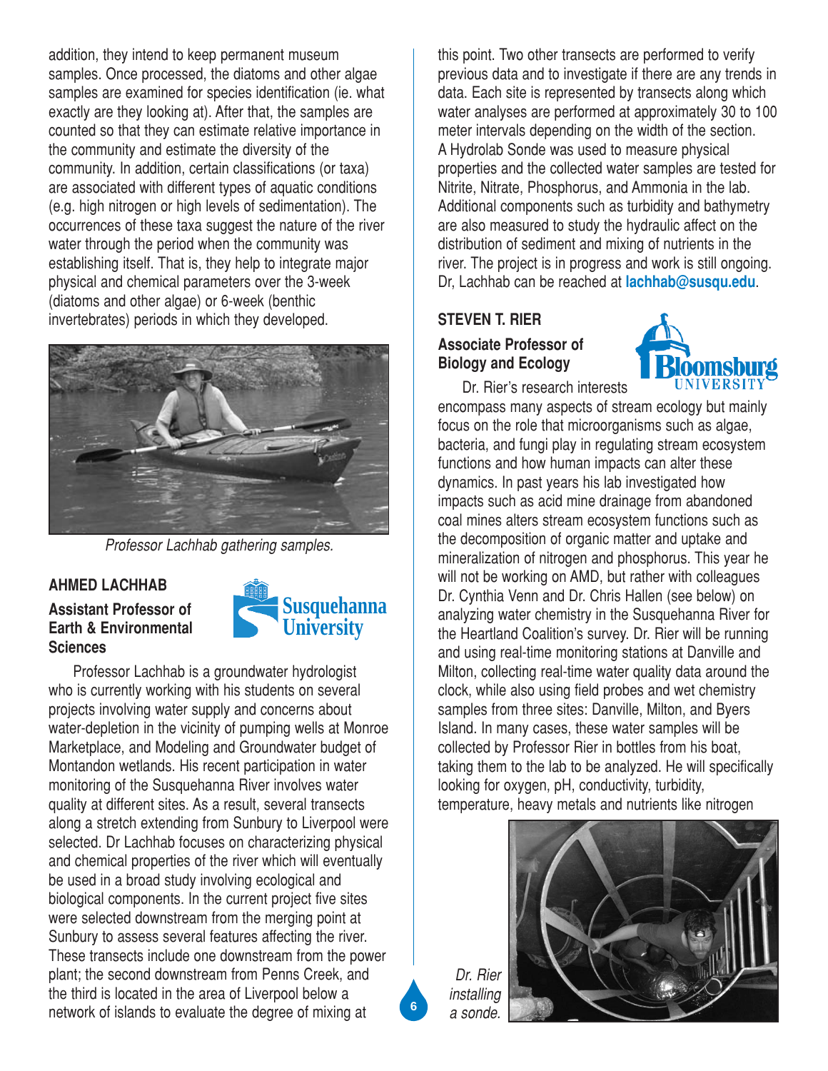addition, they intend to keep permanent museum samples. Once processed, the diatoms and other algae samples are examined for species identification (ie. what exactly are they looking at). After that, the samples are counted so that they can estimate relative importance in the community and estimate the diversity of the community. In addition, certain classifications (or taxa) are associated with different types of aquatic conditions (e.g. high nitrogen or high levels of sedimentation). The occurrences of these taxa suggest the nature of the river water through the period when the community was establishing itself. That is, they help to integrate major physical and chemical parameters over the 3-week (diatoms and other algae) or 6-week (benthic invertebrates) periods in which they developed.

*Professor Lachhab gathering samples.*

## AHMED LACHHAB

**Assistant Professor of Earth & Environmental Sciences**

Susquehanna University

Professor Lachhab is a groundwater hydrologist who is currently working with his students on several projects involving water supply and concerns about water-depletion in the vicinity of pumping wells at Monroe Marketplace, and Modeling and Groundwater budget of Montandon wetlands. His recent participation in water monitoring of the Susquehanna River involves water quality at different sites. As a result, several transects along a stretch extending from Sunbury to Liverpool were selected. Dr Lachhab focuses on characterizing physical and chemical properties of the river which will eventually be used in a broad study involving ecological and biological components. In the current project five sites were selected downstream from the merging point at Sunbury to assess several features affecting the river. These transects include one downstream from the power plant; the second downstream from Penns Creek, and the third is located in the area of Liverpool below a network of islands to evaluate the degree of mixing at this point. Two other transects are performed to verify previous data and to investigate if there are any trends in data. Each site is represented by transects along which water analyses are performed at approximately 30 to 100 meter intervals depending on the width of the section. A Hydrolab Sonde was used to measure physical properties and the collected water samples are tested for Nitrite, Nitrate, Phosphorus, and Ammonia in the lab. Additional components such as turbidity and bathymetry are also measured to study the hydraulic affect on the distribution of sediment and mixing of nutrients in the river. The project is in progress and work is still ongoing. Dr, Lachhab can be reached at **lachhab@susqu.edu**.

## STEVEN T. RIER

**Associate Professor of Biology and Ecology**

Bloomsburg University

Dr. Rier's research interests encompass many aspects of stream ecology but mainly focus on the role that microorganisms such as algae, bacteria, and fungi play in regulating stream ecosystem functions and how human impacts can alter these dynamics. In past years his lab investigated how impacts such as acid mine drainage from abandoned coal mines alters stream ecosystem functions such as the decomposition of organic matter and uptake and mineralization of nitrogen and phosphorus. This year he will not be working on AMD, but rather with colleagues Dr. Cynthia Venn and Dr. Chris Hallen (see below) on analyzing water chemistry in the Susquehanna River for the Heartland Coalition's survey. Dr. Rier will be running and using real-time monitoring stations at Danville and Milton, collecting real-time water quality data around the clock, while also using field probes and wet chemistry samples from three sites: Danville, Milton, and Byers Island. In many cases, these water samples will be collected by Professor Rier in bottles from his boat, taking them to the lab to be analyzed. He will specifically looking for oxygen, pH, conductivity, turbidity, temperature, heavy metals and nutrients like nitrogen

*Dr. Rier installing a sonde.*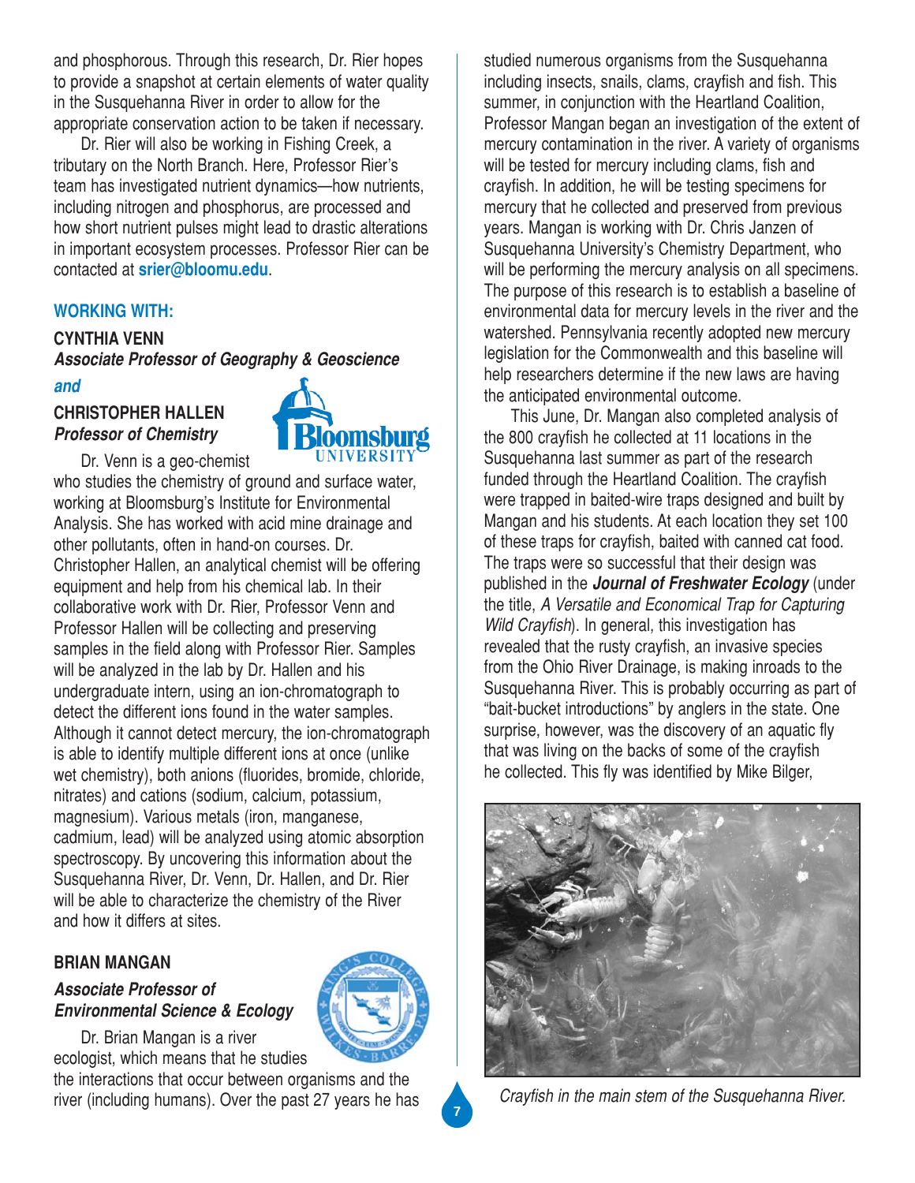and phosphorous. Through this research, Dr. Rier hopes to provide a snapshot at certain elements of water quality in the Susquehanna River in order to allow for the appropriate conservation action to be taken if necessary.

Dr. Rier will also be working in Fishing Creek, a tributary on the North Branch. Here, Professor Rier's team has investigated nutrient dynamics—how nutrients, including nitrogen and phosphorus, are processed and how short nutrient pulses might lead to drastic alterations in important ecosystem processes. Professor Rier can be contacted at **srier@bloomu.edu**.

### WORKING WITH:

**CYNTHIA VENN**
***Associate Professor of Geography & Geoscience***

***and***

**CHRISTOPHER HALLEN**
***Professor of Chemistry***

Dr. Venn is a geo-chemist who studies the chemistry of ground and surface water, working at Bloomsburg's Institute for Environmental Analysis. She has worked with acid mine drainage and other pollutants, often in hand-on courses. Dr. Christopher Hallen, an analytical chemist will be offering equipment and help from his chemical lab. In their collaborative work with Dr. Rier, Professor Venn and Professor Hallen will be collecting and preserving samples in the field along with Professor Rier. Samples will be analyzed in the lab by Dr. Hallen and his undergraduate intern, using an ion-chromatograph to detect the different ions found in the water samples. Although it cannot detect mercury, the ion-chromatograph is able to identify multiple different ions at once (unlike wet chemistry), both anions (fluorides, bromide, chloride, nitrates) and cations (sodium, calcium, potassium, magnesium). Various metals (iron, manganese, cadmium, lead) will be analyzed using atomic absorption spectroscopy. By uncovering this information about the Susquehanna River, Dr. Venn, Dr. Hallen, and Dr. Rier will be able to characterize the chemistry of the River and how it differs at sites.

**BRIAN MANGAN**

***Associate Professor of Environmental Science & Ecology***

Dr. Brian Mangan is a river ecologist, which means that he studies the interactions that occur between organisms and the river (including humans). Over the past 27 years he has studied numerous organisms from the Susquehanna including insects, snails, clams, crayfish and fish. This summer, in conjunction with the Heartland Coalition, Professor Mangan began an investigation of the extent of mercury contamination in the river. A variety of organisms will be tested for mercury including clams, fish and crayfish. In addition, he will be testing specimens for mercury that he collected and preserved from previous years. Mangan is working with Dr. Chris Janzen of Susquehanna University's Chemistry Department, who will be performing the mercury analysis on all specimens. The purpose of this research is to establish a baseline of environmental data for mercury levels in the river and the watershed. Pennsylvania recently adopted new mercury legislation for the Commonwealth and this baseline will help researchers determine if the new laws are having the anticipated environmental outcome.

This June, Dr. Mangan also completed analysis of the 800 crayfish he collected at 11 locations in the Susquehanna last summer as part of the research funded through the Heartland Coalition. The crayfish were trapped in baited-wire traps designed and built by Mangan and his students. At each location they set 100 of these traps for crayfish, baited with canned cat food. The traps were so successful that their design was published in the ***Journal of Freshwater Ecology*** (under the title, *A Versatile and Economical Trap for Capturing Wild Crayfish*). In general, this investigation has revealed that the rusty crayfish, an invasive species from the Ohio River Drainage, is making inroads to the Susquehanna River. This is probably occurring as part of "bait-bucket introductions" by anglers in the state. One surprise, however, was the discovery of an aquatic fly that was living on the backs of some of the crayfish he collected. This fly was identified by Mike Bilger,

*Crayfish in the main stem of the Susquehanna River.*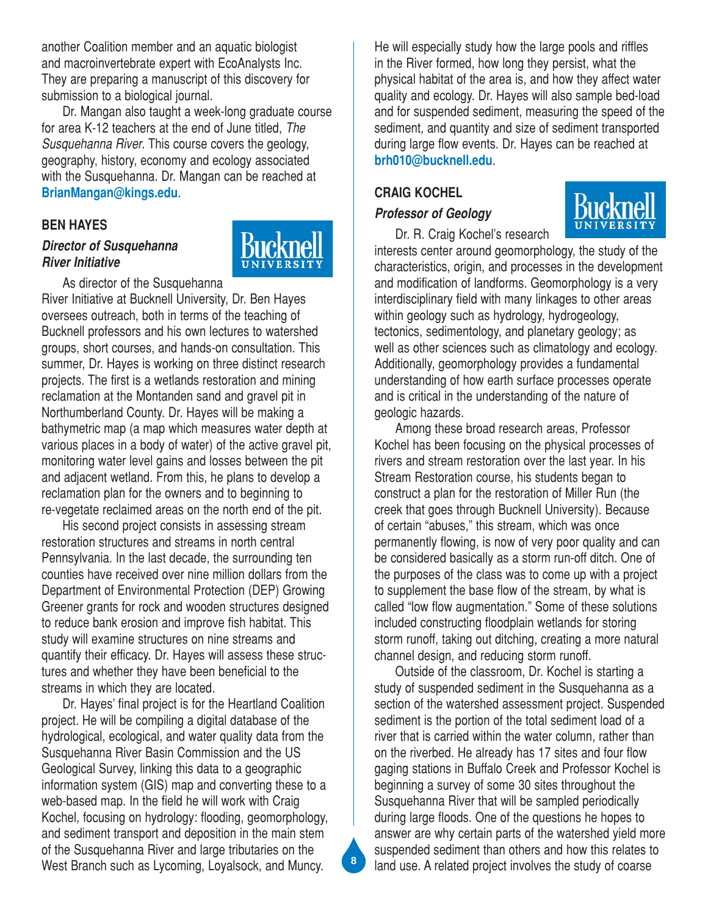another Coalition member and an aquatic biologist and macroinvertebrate expert with EcoAnalysts Inc. They are preparing a manuscript of this discovery for submission to a biological journal.

Dr. Mangan also taught a week-long graduate course for area K-12 teachers at the end of June titled, *The Susquehanna River*. This course covers the geology, geography, history, economy and ecology associated with the Susquehanna. Dr. Mangan can be reached at **BrianMangan@kings.edu**.

## BEN HAYES

### *Director of Susquehanna River Initiative*

As director of the Susquehanna River Initiative at Bucknell University, Dr. Ben Hayes oversees outreach, both in terms of the teaching of Bucknell professors and his own lectures to watershed groups, short courses, and hands-on consultation. This summer, Dr. Hayes is working on three distinct research projects. The first is a wetlands restoration and mining reclamation at the Montanden sand and gravel pit in Northumberland County. Dr. Hayes will be making a bathymetric map (a map which measures water depth at various places in a body of water) of the active gravel pit, monitoring water level gains and losses between the pit and adjacent wetland. From this, he plans to develop a reclamation plan for the owners and to beginning to re-vegetate reclaimed areas on the north end of the pit.

His second project consists in assessing stream restoration structures and streams in north central Pennsylvania. In the last decade, the surrounding ten counties have received over nine million dollars from the Department of Environmental Protection (DEP) Growing Greener grants for rock and wooden structures designed to reduce bank erosion and improve fish habitat. This study will examine structures on nine streams and quantify their efficacy. Dr. Hayes will assess these structures and whether they have been beneficial to the streams in which they are located.

Dr. Hayes' final project is for the Heartland Coalition project. He will be compiling a digital database of the hydrological, ecological, and water quality data from the Susquehanna River Basin Commission and the US Geological Survey, linking this data to a geographic information system (GIS) map and converting these to a web-based map. In the field he will work with Craig Kochel, focusing on hydrology: flooding, geomorphology, and sediment transport and deposition in the main stem of the Susquehanna River and large tributaries on the West Branch such as Lycoming, Loyalsock, and Muncy. He will especially study how the large pools and riffles in the River formed, how long they persist, what the physical habitat of the area is, and how they affect water quality and ecology. Dr. Hayes will also sample bed-load and for suspended sediment, measuring the speed of the sediment, and quantity and size of sediment transported during large flow events. Dr. Hayes can be reached at **brh010@bucknell.edu**.

## CRAIG KOCHEL

### *Professor of Geology*

Dr. R. Craig Kochel's research interests center around geomorphology, the study of the characteristics, origin, and processes in the development and modification of landforms. Geomorphology is a very interdisciplinary field with many linkages to other areas within geology such as hydrology, hydrogeology, tectonics, sedimentology, and planetary geology; as well as other sciences such as climatology and ecology. Additionally, geomorphology provides a fundamental understanding of how earth surface processes operate and is critical in the understanding of the nature of geologic hazards.

Among these broad research areas, Professor Kochel has been focusing on the physical processes of rivers and stream restoration over the last year. In his Stream Restoration course, his students began to construct a plan for the restoration of Miller Run (the creek that goes through Bucknell University). Because of certain "abuses," this stream, which was once permanently flowing, is now of very poor quality and can be considered basically as a storm run-off ditch. One of the purposes of the class was to come up with a project to supplement the base flow of the stream, by what is called "low flow augmentation." Some of these solutions included constructing floodplain wetlands for storing storm runoff, taking out ditching, creating a more natural channel design, and reducing storm runoff.

Outside of the classroom, Dr. Kochel is starting a study of suspended sediment in the Susquehanna as a section of the watershed assessment project. Suspended sediment is the portion of the total sediment load of a river that is carried within the water column, rather than on the riverbed. He already has 17 sites and four flow gaging stations in Buffalo Creek and Professor Kochel is beginning a survey of some 30 sites throughout the Susquehanna River that will be sampled periodically during large floods. One of the questions he hopes to answer are why certain parts of the watershed yield more suspended sediment than others and how this relates to land use. A related project involves the study of coarse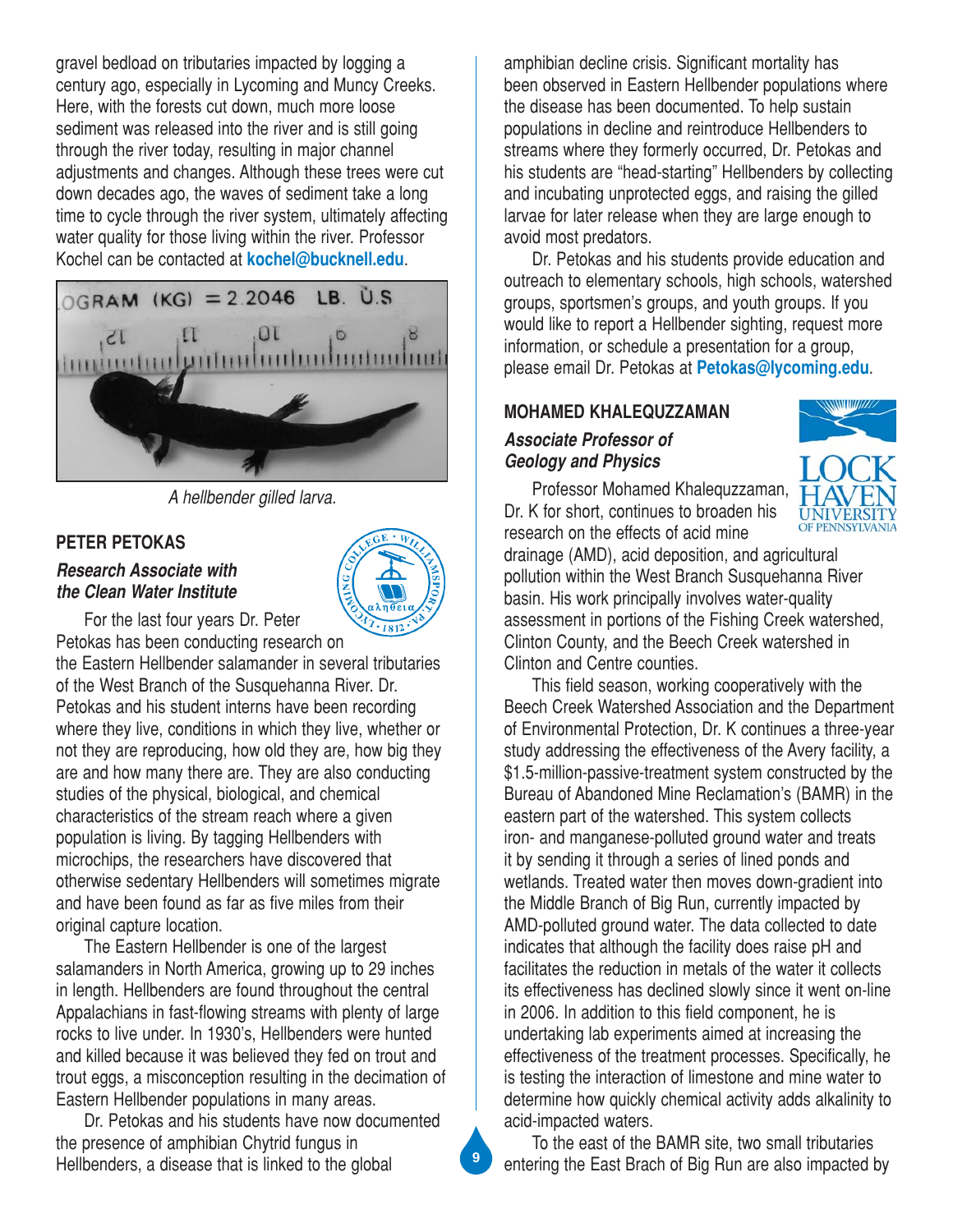gravel bedload on tributaries impacted by logging a century ago, especially in Lycoming and Muncy Creeks. Here, with the forests cut down, much more loose sediment was released into the river and is still going through the river today, resulting in major channel adjustments and changes. Although these trees were cut down decades ago, the waves of sediment take a long time to cycle through the river system, ultimately affecting water quality for those living within the river. Professor Kochel can be contacted at **kochel@bucknell.edu**.

*A hellbender gilled larva.*

## PETER PETOKAS

***Research Associate with the Clean Water Institute***

For the last four years Dr. Peter Petokas has been conducting research on the Eastern Hellbender salamander in several tributaries of the West Branch of the Susquehanna River. Dr. Petokas and his student interns have been recording where they live, conditions in which they live, whether or not they are reproducing, how old they are, how big they are and how many there are. They are also conducting studies of the physical, biological, and chemical characteristics of the stream reach where a given population is living. By tagging Hellbenders with microchips, the researchers have discovered that otherwise sedentary Hellbenders will sometimes migrate and have been found as far as five miles from their original capture location.

The Eastern Hellbender is one of the largest salamanders in North America, growing up to 29 inches in length. Hellbenders are found throughout the central Appalachians in fast-flowing streams with plenty of large rocks to live under. In 1930's, Hellbenders were hunted and killed because it was believed they fed on trout and trout eggs, a misconception resulting in the decimation of Eastern Hellbender populations in many areas.

Dr. Petokas and his students have now documented the presence of amphibian Chytrid fungus in Hellbenders, a disease that is linked to the global amphibian decline crisis. Significant mortality has been observed in Eastern Hellbender populations where the disease has been documented. To help sustain populations in decline and reintroduce Hellbenders to streams where they formerly occurred, Dr. Petokas and his students are "head-starting" Hellbenders by collecting and incubating unprotected eggs, and raising the gilled larvae for later release when they are large enough to avoid most predators.

Dr. Petokas and his students provide education and outreach to elementary schools, high schools, watershed groups, sportsmen's groups, and youth groups. If you would like to report a Hellbender sighting, request more information, or schedule a presentation for a group, please email Dr. Petokas at **Petokas@lycoming.edu**.

## MOHAMED KHALEQUZZAMAN

***Associate Professor of Geology and Physics***

Professor Mohamed Khalequzzaman, Dr. K for short, continues to broaden his research on the effects of acid mine drainage (AMD), acid deposition, and agricultural pollution within the West Branch Susquehanna River basin. His work principally involves water-quality assessment in portions of the Fishing Creek watershed, Clinton County, and the Beech Creek watershed in Clinton and Centre counties.

This field season, working cooperatively with the Beech Creek Watershed Association and the Department of Environmental Protection, Dr. K continues a three-year study addressing the effectiveness of the Avery facility, a $1.5-million-passive-treatment system constructed by the Bureau of Abandoned Mine Reclamation's (BAMR) in the eastern part of the watershed. This system collects iron- and manganese-polluted ground water and treats it by sending it through a series of lined ponds and wetlands. Treated water then moves down-gradient into the Middle Branch of Big Run, currently impacted by AMD-polluted ground water. The data collected to date indicates that although the facility does raise pH and facilitates the reduction in metals of the water it collects its effectiveness has declined slowly since it went on-line in 2006. In addition to this field component, he is undertaking lab experiments aimed at increasing the effectiveness of the treatment processes. Specifically, he is testing the interaction of limestone and mine water to determine how quickly chemical activity adds alkalinity to acid-impacted waters.

To the east of the BAMR site, two small tributaries entering the East Brach of Big Run are also impacted by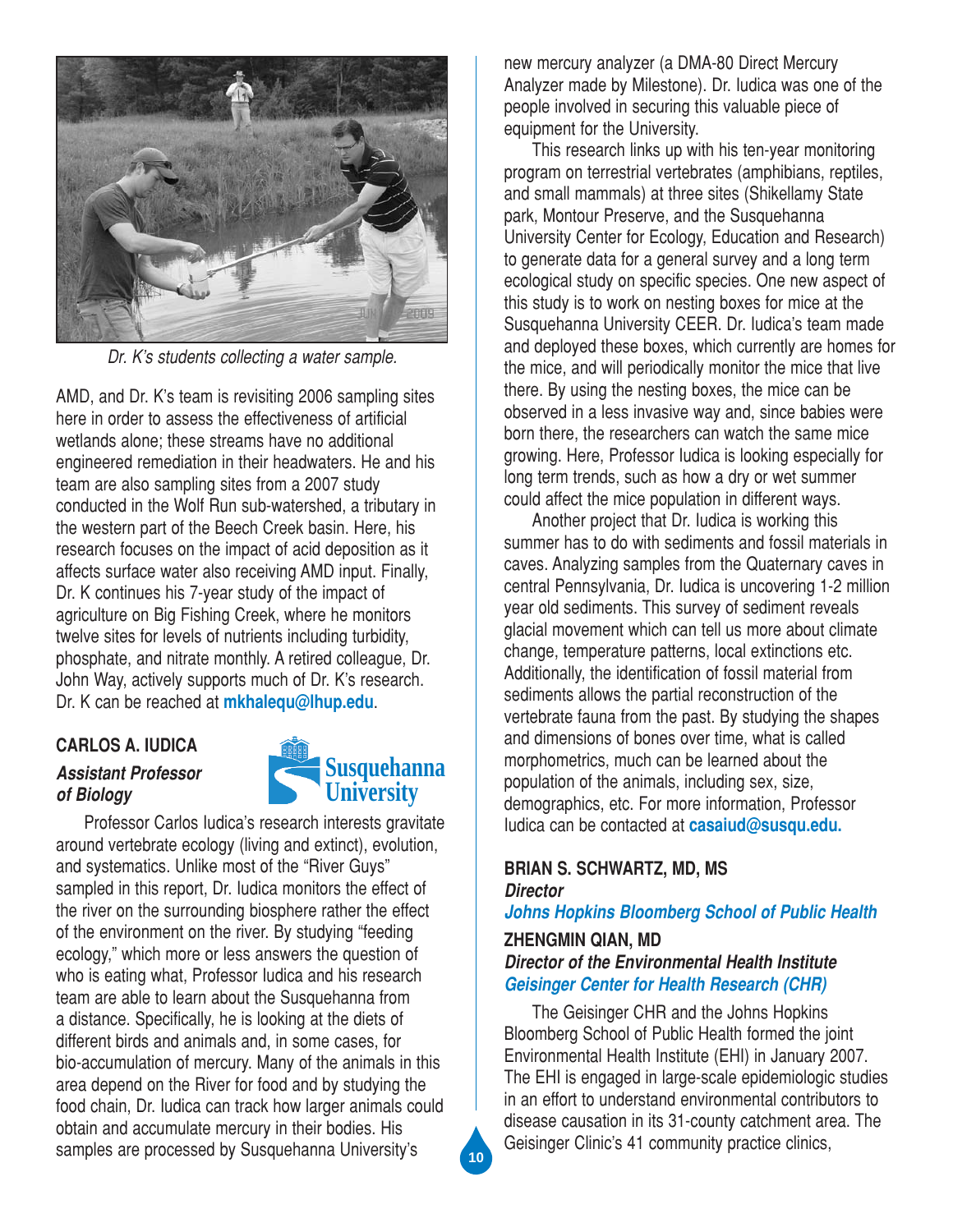*Dr. K's students collecting a water sample.*

AMD, and Dr. K's team is revisiting 2006 sampling sites here in order to assess the effectiveness of artificial wetlands alone; these streams have no additional engineered remediation in their headwaters. He and his team are also sampling sites from a 2007 study conducted in the Wolf Run sub-watershed, a tributary in the western part of the Beech Creek basin. Here, his research focuses on the impact of acid deposition as it affects surface water also receiving AMD input. Finally, Dr. K continues his 7-year study of the impact of agriculture on Big Fishing Creek, where he monitors twelve sites for levels of nutrients including turbidity, phosphate, and nitrate monthly. A retired colleague, Dr. John Way, actively supports much of Dr. K's research. Dr. K can be reached at **mkhalequ@lhup.edu**.

### CARLOS A. IUDICA

***Assistant Professor of Biology***

**Susquehanna University**

Professor Carlos Iudica's research interests gravitate around vertebrate ecology (living and extinct), evolution, and systematics. Unlike most of the "River Guys" sampled in this report, Dr. Iudica monitors the effect of the river on the surrounding biosphere rather the effect of the environment on the river. By studying "feeding ecology," which more or less answers the question of who is eating what, Professor Iudica and his research team are able to learn about the Susquehanna from a distance. Specifically, he is looking at the diets of different birds and animals and, in some cases, for bio-accumulation of mercury. Many of the animals in this area depend on the River for food and by studying the food chain, Dr. Iudica can track how larger animals could obtain and accumulate mercury in their bodies. His samples are processed by Susquehanna University's new mercury analyzer (a DMA-80 Direct Mercury Analyzer made by Milestone). Dr. Iudica was one of the people involved in securing this valuable piece of equipment for the University.

This research links up with his ten-year monitoring program on terrestrial vertebrates (amphibians, reptiles, and small mammals) at three sites (Shikellamy State park, Montour Preserve, and the Susquehanna University Center for Ecology, Education and Research) to generate data for a general survey and a long term ecological study on specific species. One new aspect of this study is to work on nesting boxes for mice at the Susquehanna University CEER. Dr. Iudica's team made and deployed these boxes, which currently are homes for the mice, and will periodically monitor the mice that live there. By using the nesting boxes, the mice can be observed in a less invasive way and, since babies were born there, the researchers can watch the same mice growing. Here, Professor Iudica is looking especially for long term trends, such as how a dry or wet summer could affect the mice population in different ways.

Another project that Dr. Iudica is working this summer has to do with sediments and fossil materials in caves. Analyzing samples from the Quaternary caves in central Pennsylvania, Dr. Iudica is uncovering 1-2 million year old sediments. This survey of sediment reveals glacial movement which can tell us more about climate change, temperature patterns, local extinctions etc. Additionally, the identification of fossil material from sediments allows the partial reconstruction of the vertebrate fauna from the past. By studying the shapes and dimensions of bones over time, what is called morphometrics, much can be learned about the population of the animals, including sex, size, demographics, etc. For more information, Professor Iudica can be contacted at **casaiud@susqu.edu.**

### BRIAN S. SCHWARTZ, MD, MS

***Director***

***Johns Hopkins Bloomberg School of Public Health***

### ZHENGMIN QIAN, MD

***Director of the Environmental Health Institute***

***Geisinger Center for Health Research (CHR)***

The Geisinger CHR and the Johns Hopkins Bloomberg School of Public Health formed the joint Environmental Health Institute (EHI) in January 2007. The EHI is engaged in large-scale epidemiologic studies in an effort to understand environmental contributors to disease causation in its 31-county catchment area. The Geisinger Clinic's 41 community practice clinics,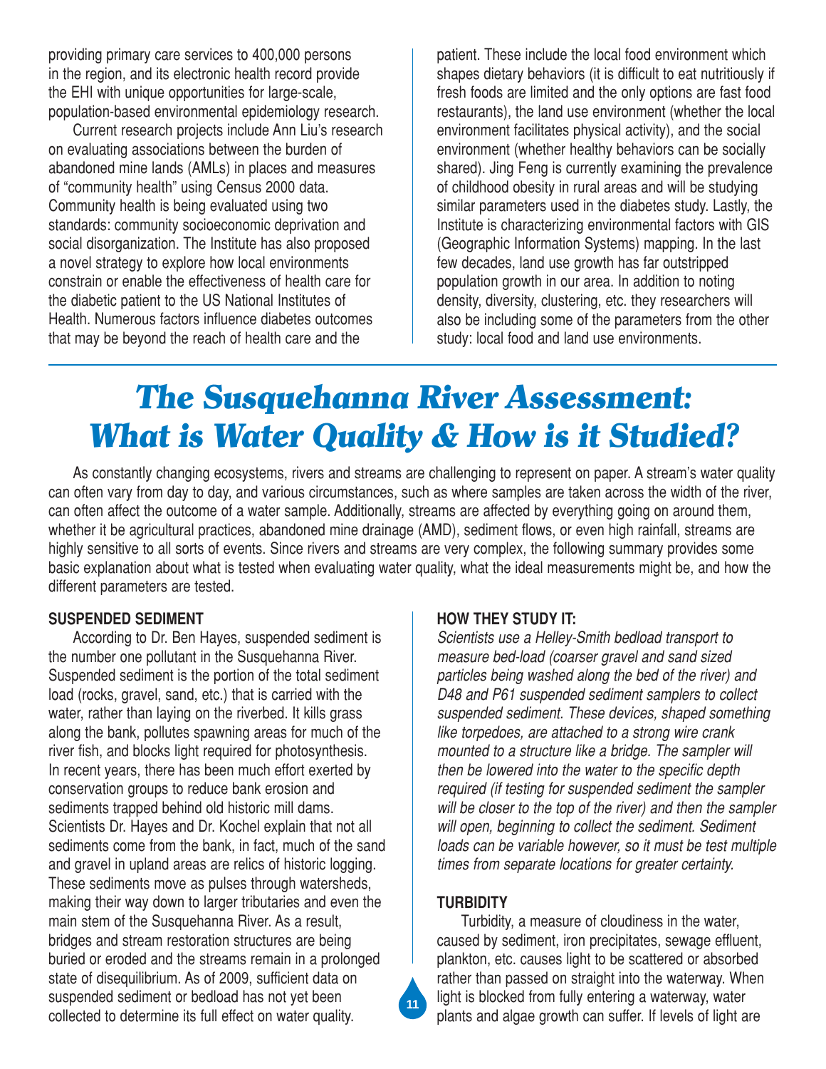providing primary care services to 400,000 persons in the region, and its electronic health record provide the EHI with unique opportunities for large-scale, population-based environmental epidemiology research.

Current research projects include Ann Liu's research on evaluating associations between the burden of abandoned mine lands (AMLs) in places and measures of "community health" using Census 2000 data. Community health is being evaluated using two standards: community socioeconomic deprivation and social disorganization. The Institute has also proposed a novel strategy to explore how local environments constrain or enable the effectiveness of health care for the diabetic patient to the US National Institutes of Health. Numerous factors influence diabetes outcomes that may be beyond the reach of health care and the patient. These include the local food environment which shapes dietary behaviors (it is difficult to eat nutritiously if fresh foods are limited and the only options are fast food restaurants), the land use environment (whether the local environment facilitates physical activity), and the social environment (whether healthy behaviors can be socially shared). Jing Feng is currently examining the prevalence of childhood obesity in rural areas and will be studying similar parameters used in the diabetes study. Lastly, the Institute is characterizing environmental factors with GIS (Geographic Information Systems) mapping. In the last few decades, land use growth has far outstripped population growth in our area. In addition to noting density, diversity, clustering, etc. they researchers will also be including some of the parameters from the other study: local food and land use environments.

# *The Susquehanna River Assessment: What is Water Quality & How is it Studied?*

As constantly changing ecosystems, rivers and streams are challenging to represent on paper. A stream's water quality can often vary from day to day, and various circumstances, such as where samples are taken across the width of the river, can often affect the outcome of a water sample. Additionally, streams are affected by everything going on around them, whether it be agricultural practices, abandoned mine drainage (AMD), sediment flows, or even high rainfall, streams are highly sensitive to all sorts of events. Since rivers and streams are very complex, the following summary provides some basic explanation about what is tested when evaluating water quality, what the ideal measurements might be, and how the different parameters are tested.

## SUSPENDED SEDIMENT

According to Dr. Ben Hayes, suspended sediment is the number one pollutant in the Susquehanna River. Suspended sediment is the portion of the total sediment load (rocks, gravel, sand, etc.) that is carried with the water, rather than laying on the riverbed. It kills grass along the bank, pollutes spawning areas for much of the river fish, and blocks light required for photosynthesis. In recent years, there has been much effort exerted by conservation groups to reduce bank erosion and sediments trapped behind old historic mill dams. Scientists Dr. Hayes and Dr. Kochel explain that not all sediments come from the bank, in fact, much of the sand and gravel in upland areas are relics of historic logging. These sediments move as pulses through watersheds, making their way down to larger tributaries and even the main stem of the Susquehanna River. As a result, bridges and stream restoration structures are being buried or eroded and the streams remain in a prolonged state of disequilibrium. As of 2009, sufficient data on suspended sediment or bedload has not yet been collected to determine its full effect on water quality.

### HOW THEY STUDY IT:

*Scientists use a Helley-Smith bedload transport to measure bed-load (coarser gravel and sand sized particles being washed along the bed of the river) and D48 and P61 suspended sediment samplers to collect suspended sediment. These devices, shaped something like torpedoes, are attached to a strong wire crank mounted to a structure like a bridge. The sampler will then be lowered into the water to the specific depth required (if testing for suspended sediment the sampler will be closer to the top of the river) and then the sampler will open, beginning to collect the sediment. Sediment loads can be variable however, so it must be test multiple times from separate locations for greater certainty.*

## TURBIDITY

Turbidity, a measure of cloudiness in the water, caused by sediment, iron precipitates, sewage effluent, plankton, etc. causes light to be scattered or absorbed rather than passed on straight into the waterway. When light is blocked from fully entering a waterway, water plants and algae growth can suffer. If levels of light are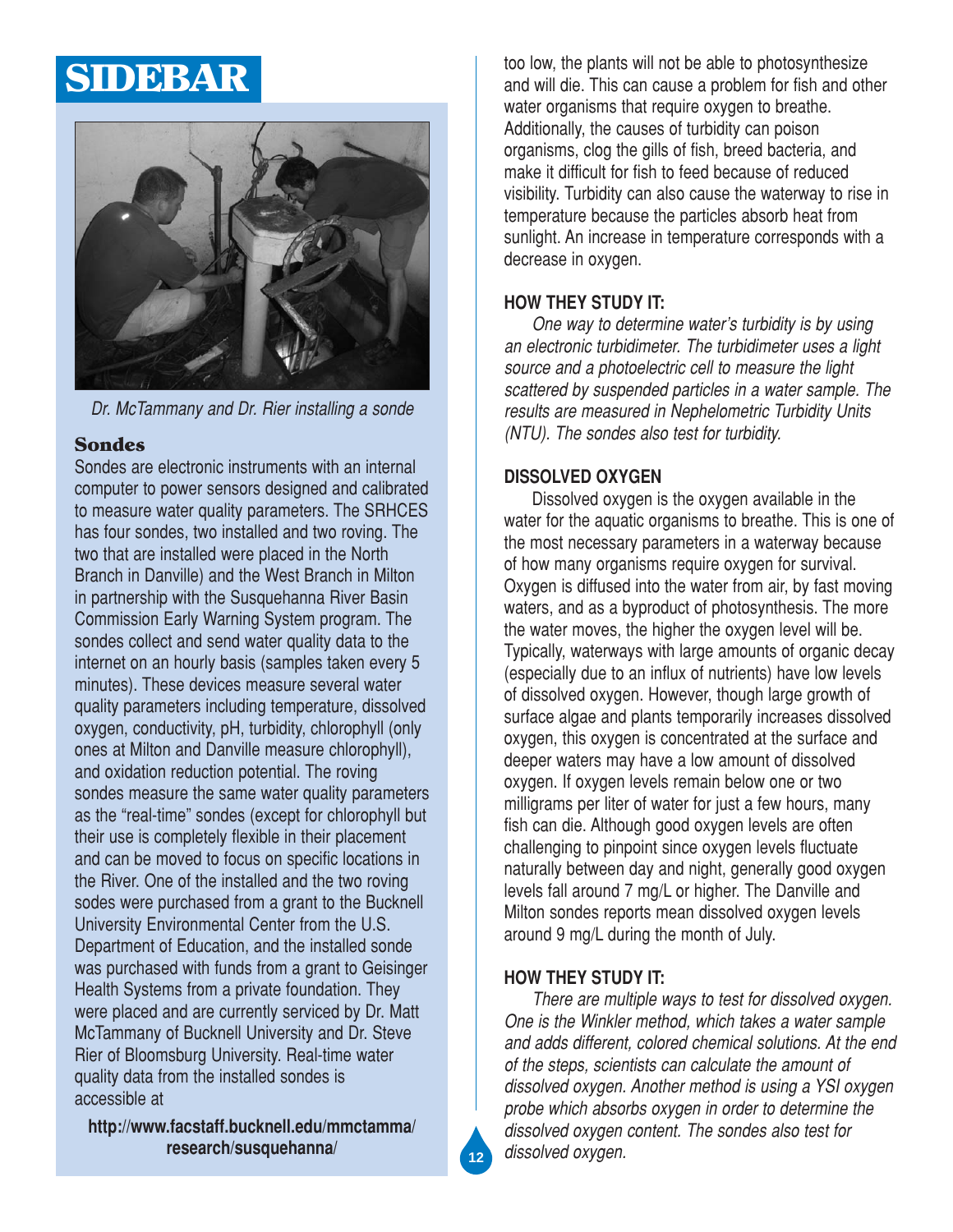# SIDEBAR

*Dr. McTammany and Dr. Rier installing a sonde*

### Sondes

Sondes are electronic instruments with an internal computer to power sensors designed and calibrated to measure water quality parameters. The SRHCES has four sondes, two installed and two roving. The two that are installed were placed in the North Branch in Danville) and the West Branch in Milton in partnership with the Susquehanna River Basin Commission Early Warning System program. The sondes collect and send water quality data to the internet on an hourly basis (samples taken every 5 minutes). These devices measure several water quality parameters including temperature, dissolved oxygen, conductivity, pH, turbidity, chlorophyll (only ones at Milton and Danville measure chlorophyll), and oxidation reduction potential. The roving sondes measure the same water quality parameters as the "real-time" sondes (except for chlorophyll but their use is completely flexible in their placement and can be moved to focus on specific locations in the River. One of the installed and the two roving sodes were purchased from a grant to the Bucknell University Environmental Center from the U.S. Department of Education, and the installed sonde was purchased with funds from a grant to Geisinger Health Systems from a private foundation. They were placed and are currently serviced by Dr. Matt McTammany of Bucknell University and Dr. Steve Rier of Bloomsburg University. Real-time water quality data from the installed sondes is accessible at

**http://www.facstaff.bucknell.edu/mmctamma/research/susquehanna/**

too low, the plants will not be able to photosynthesize and will die. This can cause a problem for fish and other water organisms that require oxygen to breathe. Additionally, the causes of turbidity can poison organisms, clog the gills of fish, breed bacteria, and make it difficult for fish to feed because of reduced visibility. Turbidity can also cause the waterway to rise in temperature because the particles absorb heat from sunlight. An increase in temperature corresponds with a decrease in oxygen.

**HOW THEY STUDY IT:**

*One way to determine water's turbidity is by using an electronic turbidimeter. The turbidimeter uses a light source and a photoelectric cell to measure the light scattered by suspended particles in a water sample. The results are measured in Nephelometric Turbidity Units (NTU). The sondes also test for turbidity.*

**DISSOLVED OXYGEN**

Dissolved oxygen is the oxygen available in the water for the aquatic organisms to breathe. This is one of the most necessary parameters in a waterway because of how many organisms require oxygen for survival. Oxygen is diffused into the water from air, by fast moving waters, and as a byproduct of photosynthesis. The more the water moves, the higher the oxygen level will be. Typically, waterways with large amounts of organic decay (especially due to an influx of nutrients) have low levels of dissolved oxygen. However, though large growth of surface algae and plants temporarily increases dissolved oxygen, this oxygen is concentrated at the surface and deeper waters may have a low amount of dissolved oxygen. If oxygen levels remain below one or two milligrams per liter of water for just a few hours, many fish can die. Although good oxygen levels are often challenging to pinpoint since oxygen levels fluctuate naturally between day and night, generally good oxygen levels fall around 7 mg/L or higher. The Danville and Milton sondes reports mean dissolved oxygen levels around 9 mg/L during the month of July.

**HOW THEY STUDY IT:**

*There are multiple ways to test for dissolved oxygen. One is the Winkler method, which takes a water sample and adds different, colored chemical solutions. At the end of the steps, scientists can calculate the amount of dissolved oxygen. Another method is using a YSI oxygen probe which absorbs oxygen in order to determine the dissolved oxygen content. The sondes also test for dissolved oxygen.*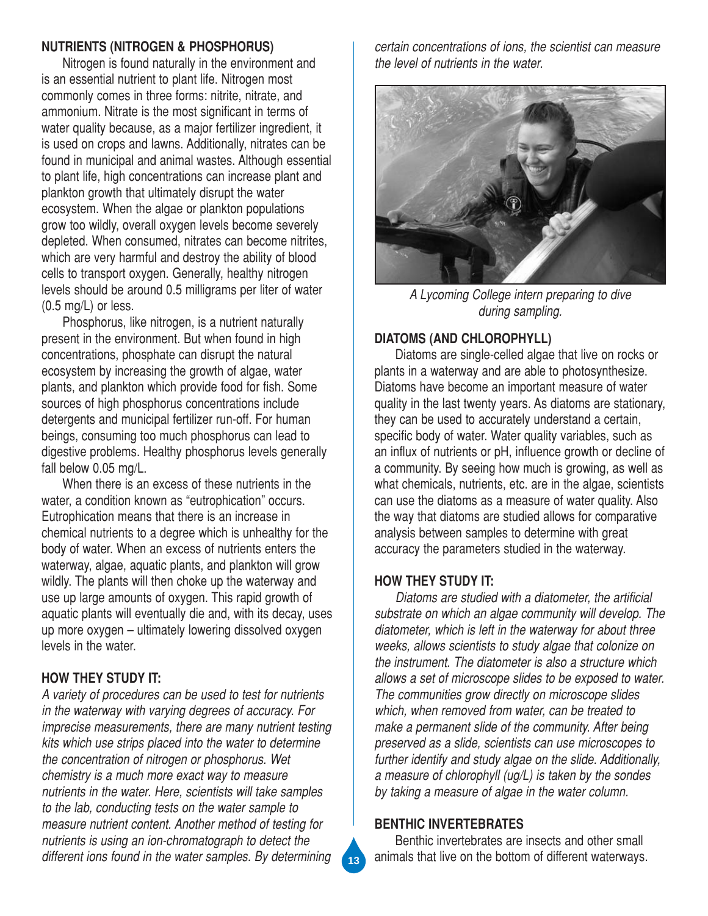## NUTRIENTS (NITROGEN & PHOSPHORUS)

Nitrogen is found naturally in the environment and is an essential nutrient to plant life. Nitrogen most commonly comes in three forms: nitrite, nitrate, and ammonium. Nitrate is the most significant in terms of water quality because, as a major fertilizer ingredient, it is used on crops and lawns. Additionally, nitrates can be found in municipal and animal wastes. Although essential to plant life, high concentrations can increase plant and plankton growth that ultimately disrupt the water ecosystem. When the algae or plankton populations grow too wildly, overall oxygen levels become severely depleted. When consumed, nitrates can become nitrites, which are very harmful and destroy the ability of blood cells to transport oxygen. Generally, healthy nitrogen levels should be around 0.5 milligrams per liter of water (0.5 mg/L) or less.

Phosphorus, like nitrogen, is a nutrient naturally present in the environment. But when found in high concentrations, phosphate can disrupt the natural ecosystem by increasing the growth of algae, water plants, and plankton which provide food for fish. Some sources of high phosphorus concentrations include detergents and municipal fertilizer run-off. For human beings, consuming too much phosphorus can lead to digestive problems. Healthy phosphorus levels generally fall below 0.05 mg/L.

When there is an excess of these nutrients in the water, a condition known as "eutrophication" occurs. Eutrophication means that there is an increase in chemical nutrients to a degree which is unhealthy for the body of water. When an excess of nutrients enters the waterway, algae, aquatic plants, and plankton will grow wildly. The plants will then choke up the waterway and use up large amounts of oxygen. This rapid growth of aquatic plants will eventually die and, with its decay, uses up more oxygen – ultimately lowering dissolved oxygen levels in the water.

### HOW THEY STUDY IT:

*A variety of procedures can be used to test for nutrients in the waterway with varying degrees of accuracy. For imprecise measurements, there are many nutrient testing kits which use strips placed into the water to determine the concentration of nitrogen or phosphorus. Wet chemistry is a much more exact way to measure nutrients in the water. Here, scientists will take samples to the lab, conducting tests on the water sample to measure nutrient content. Another method of testing for nutrients is using an ion-chromatograph to detect the different ions found in the water samples. By determining certain concentrations of ions, the scientist can measure the level of nutrients in the water.*

*A Lycoming College intern preparing to dive during sampling.*

## DIATOMS (AND CHLOROPHYLL)

Diatoms are single-celled algae that live on rocks or plants in a waterway and are able to photosynthesize. Diatoms have become an important measure of water quality in the last twenty years. As diatoms are stationary, they can be used to accurately understand a certain, specific body of water. Water quality variables, such as an influx of nutrients or pH, influence growth or decline of a community. By seeing how much is growing, as well as what chemicals, nutrients, etc. are in the algae, scientists can use the diatoms as a measure of water quality. Also the way that diatoms are studied allows for comparative analysis between samples to determine with great accuracy the parameters studied in the waterway.

### HOW THEY STUDY IT:

*Diatoms are studied with a diatometer, the artificial substrate on which an algae community will develop. The diatometer, which is left in the waterway for about three weeks, allows scientists to study algae that colonize on the instrument. The diatometer is also a structure which allows a set of microscope slides to be exposed to water. The communities grow directly on microscope slides which, when removed from water, can be treated to make a permanent slide of the community. After being preserved as a slide, scientists can use microscopes to further identify and study algae on the slide. Additionally, a measure of chlorophyll (ug/L) is taken by the sondes by taking a measure of algae in the water column.*

## BENTHIC INVERTEBRATES

Benthic invertebrates are insects and other small animals that live on the bottom of different waterways.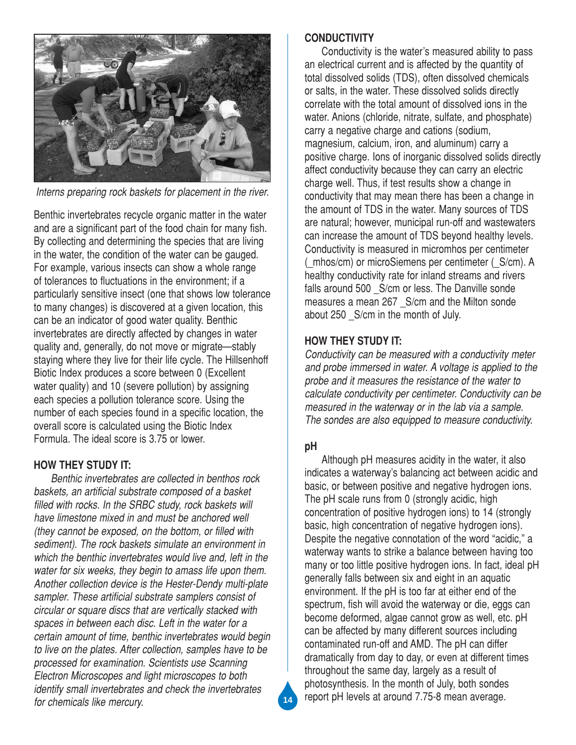Interns preparing rock baskets for placement in the river.

Benthic invertebrates recycle organic matter in the water and are a significant part of the food chain for many fish. By collecting and determining the species that are living in the water, the condition of the water can be gauged. For example, various insects can show a whole range of tolerances to fluctuations in the environment; if a particularly sensitive insect (one that shows low tolerance to many changes) is discovered at a given location, this can be an indicator of good water quality. Benthic invertebrates are directly affected by changes in water quality and, generally, do not move or migrate—stably staying where they live for their life cycle. The Hillsenhoff Biotic Index produces a score between 0 (Excellent water quality) and 10 (severe pollution) by assigning each species a pollution tolerance score. Using the number of each species found in a specific location, the overall score is calculated using the Biotic Index Formula. The ideal score is 3.75 or lower.

### HOW THEY STUDY IT:

*Benthic invertebrates are collected in benthos rock baskets, an artificial substrate composed of a basket filled with rocks. In the SRBC study, rock baskets will have limestone mixed in and must be anchored well (they cannot be exposed, on the bottom, or filled with sediment). The rock baskets simulate an environment in which the benthic invertebrates would live and, left in the water for six weeks, they begin to amass life upon them. Another collection device is the Hester-Dendy multi-plate sampler. These artificial substrate samplers consist of circular or square discs that are vertically stacked with spaces in between each disc. Left in the water for a certain amount of time, benthic invertebrates would begin to live on the plates. After collection, samples have to be processed for examination. Scientists use Scanning Electron Microscopes and light microscopes to both identify small invertebrates and check the invertebrates for chemicals like mercury.*

### CONDUCTIVITY

Conductivity is the water's measured ability to pass an electrical current and is affected by the quantity of total dissolved solids (TDS), often dissolved chemicals or salts, in the water. These dissolved solids directly correlate with the total amount of dissolved ions in the water. Anions (chloride, nitrate, sulfate, and phosphate) carry a negative charge and cations (sodium, magnesium, calcium, iron, and aluminum) carry a positive charge. Ions of inorganic dissolved solids directly affect conductivity because they can carry an electric charge well. Thus, if test results show a change in conductivity that may mean there has been a change in the amount of TDS in the water. Many sources of TDS are natural; however, municipal run-off and wastewaters can increase the amount of TDS beyond healthy levels. Conductivity is measured in micromhos per centimeter (_mhos/cm) or microSiemens per centimeter (_S/cm). A healthy conductivity rate for inland streams and rivers falls around 500 _S/cm or less. The Danville sonde measures a mean 267 _S/cm and the Milton sonde about 250 _S/cm in the month of July.

### HOW THEY STUDY IT:

*Conductivity can be measured with a conductivity meter and probe immersed in water. A voltage is applied to the probe and it measures the resistance of the water to calculate conductivity per centimeter. Conductivity can be measured in the waterway or in the lab via a sample. The sondes are also equipped to measure conductivity.*

### pH

Although pH measures acidity in the water, it also indicates a waterway's balancing act between acidic and basic, or between positive and negative hydrogen ions. The pH scale runs from 0 (strongly acidic, high concentration of positive hydrogen ions) to 14 (strongly basic, high concentration of negative hydrogen ions). Despite the negative connotation of the word "acidic," a waterway wants to strike a balance between having too many or too little positive hydrogen ions. In fact, ideal pH generally falls between six and eight in an aquatic environment. If the pH is too far at either end of the spectrum, fish will avoid the waterway or die, eggs can become deformed, algae cannot grow as well, etc. pH can be affected by many different sources including contaminated run-off and AMD. The pH can differ dramatically from day to day, or even at different times throughout the same day, largely as a result of photosynthesis. In the month of July, both sondes report pH levels at around 7.75-8 mean average.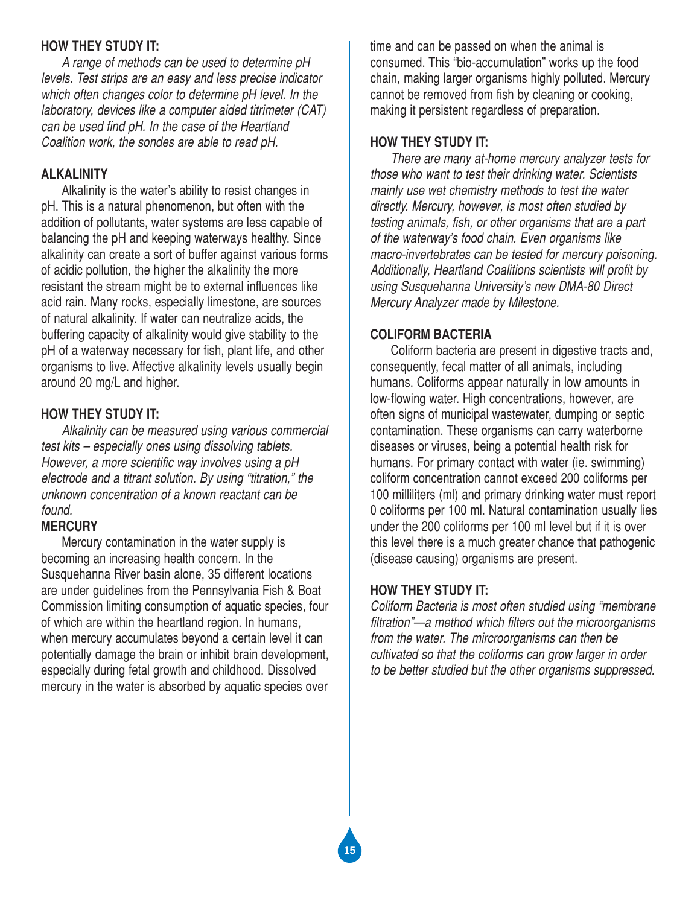### HOW THEY STUDY IT:

*A range of methods can be used to determine pH levels. Test strips are an easy and less precise indicator which often changes color to determine pH level. In the laboratory, devices like a computer aided titrimeter (CAT) can be used find pH. In the case of the Heartland Coalition work, the sondes are able to read pH.*

### ALKALINITY

Alkalinity is the water's ability to resist changes in pH. This is a natural phenomenon, but often with the addition of pollutants, water systems are less capable of balancing the pH and keeping waterways healthy. Since alkalinity can create a sort of buffer against various forms of acidic pollution, the higher the alkalinity the more resistant the stream might be to external influences like acid rain. Many rocks, especially limestone, are sources of natural alkalinity. If water can neutralize acids, the buffering capacity of alkalinity would give stability to the pH of a waterway necessary for fish, plant life, and other organisms to live. Affective alkalinity levels usually begin around 20 mg/L and higher.

### HOW THEY STUDY IT:

*Alkalinity can be measured using various commercial test kits – especially ones using dissolving tablets. However, a more scientific way involves using a pH electrode and a titrant solution. By using "titration," the unknown concentration of a known reactant can be found.*

### MERCURY

Mercury contamination in the water supply is becoming an increasing health concern. In the Susquehanna River basin alone, 35 different locations are under guidelines from the Pennsylvania Fish & Boat Commission limiting consumption of aquatic species, four of which are within the heartland region. In humans, when mercury accumulates beyond a certain level it can potentially damage the brain or inhibit brain development, especially during fetal growth and childhood. Dissolved mercury in the water is absorbed by aquatic species over time and can be passed on when the animal is consumed. This "bio-accumulation" works up the food chain, making larger organisms highly polluted. Mercury cannot be removed from fish by cleaning or cooking, making it persistent regardless of preparation.

### HOW THEY STUDY IT:

*There are many at-home mercury analyzer tests for those who want to test their drinking water. Scientists mainly use wet chemistry methods to test the water directly. Mercury, however, is most often studied by testing animals, fish, or other organisms that are a part of the waterway's food chain. Even organisms like macro-invertebrates can be tested for mercury poisoning. Additionally, Heartland Coalitions scientists will profit by using Susquehanna University's new DMA-80 Direct Mercury Analyzer made by Milestone.*

### COLIFORM BACTERIA

Coliform bacteria are present in digestive tracts and, consequently, fecal matter of all animals, including humans. Coliforms appear naturally in low amounts in low-flowing water. High concentrations, however, are often signs of municipal wastewater, dumping or septic contamination. These organisms can carry waterborne diseases or viruses, being a potential health risk for humans. For primary contact with water (ie. swimming) coliform concentration cannot exceed 200 coliforms per 100 milliliters (ml) and primary drinking water must report 0 coliforms per 100 ml. Natural contamination usually lies under the 200 coliforms per 100 ml level but if it is over this level there is a much greater chance that pathogenic (disease causing) organisms are present.

### HOW THEY STUDY IT:

*Coliform Bacteria is most often studied using "membrane filtration"—a method which filters out the microorganisms from the water. The mircroorganisms can then be cultivated so that the coliforms can grow larger in order to be better studied but the other organisms suppressed.*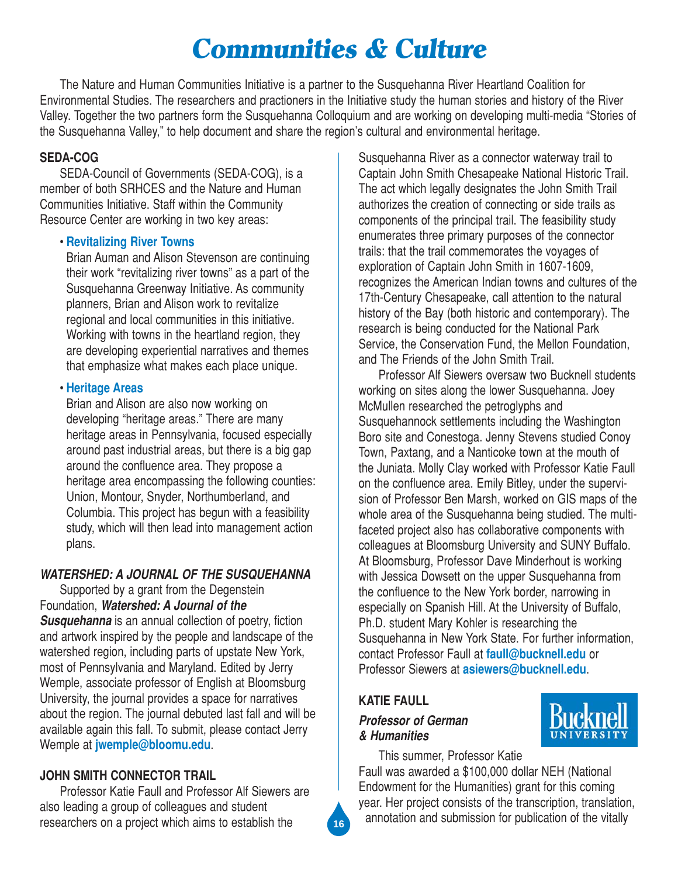# Communities & Culture

The Nature and Human Communities Initiative is a partner to the Susquehanna River Heartland Coalition for Environmental Studies. The researchers and practioners in the Initiative study the human stories and history of the River Valley. Together the two partners form the Susquehanna Colloquium and are working on developing multi-media "Stories of the Susquehanna Valley," to help document and share the region's cultural and environmental heritage.

### SEDA-COG

SEDA-Council of Governments (SEDA-COG), is a member of both SRHCES and the Nature and Human Communities Initiative. Staff within the Community Resource Center are working in two key areas:

- **Revitalizing River Towns**
  Brian Auman and Alison Stevenson are continuing their work "revitalizing river towns" as a part of the Susquehanna Greenway Initiative. As community planners, Brian and Alison work to revitalize regional and local communities in this initiative. Working with towns in the heartland region, they are developing experiential narratives and themes that emphasize what makes each place unique.

- **Heritage Areas**
  Brian and Alison are also now working on developing "heritage areas." There are many heritage areas in Pennsylvania, focused especially around past industrial areas, but there is a big gap around the confluence area. They propose a heritage area encompassing the following counties: Union, Montour, Snyder, Northumberland, and Columbia. This project has begun with a feasibility study, which will then lead into management action plans.

### *WATERSHED: A JOURNAL OF THE SUSQUEHANNA*

Supported by a grant from the Degenstein Foundation, ***Watershed: A Journal of the Susquehanna*** is an annual collection of poetry, fiction and artwork inspired by the people and landscape of the watershed region, including parts of upstate New York, most of Pennsylvania and Maryland. Edited by Jerry Wemple, associate professor of English at Bloomsburg University, the journal provides a space for narratives about the region. The journal debuted last fall and will be available again this fall. To submit, please contact Jerry Wemple at **jwemple@bloomu.edu**.

### JOHN SMITH CONNECTOR TRAIL

Professor Katie Faull and Professor Alf Siewers are also leading a group of colleagues and student researchers on a project which aims to establish the Susquehanna River as a connector waterway trail to Captain John Smith Chesapeake National Historic Trail. The act which legally designates the John Smith Trail authorizes the creation of connecting or side trails as components of the principal trail. The feasibility study enumerates three primary purposes of the connector trails: that the trail commemorates the voyages of exploration of Captain John Smith in 1607-1609, recognizes the American Indian towns and cultures of the 17th-Century Chesapeake, call attention to the natural history of the Bay (both historic and contemporary). The research is being conducted for the National Park Service, the Conservation Fund, the Mellon Foundation, and The Friends of the John Smith Trail.

Professor Alf Siewers oversaw two Bucknell students working on sites along the lower Susquehanna. Joey McMullen researched the petroglyphs and Susquehannock settlements including the Washington Boro site and Conestoga. Jenny Stevens studied Conoy Town, Paxtang, and a Nanticoke town at the mouth of the Juniata. Molly Clay worked with Professor Katie Faull on the confluence area. Emily Bitley, under the supervision of Professor Ben Marsh, worked on GIS maps of the whole area of the Susquehanna being studied. The multi-faceted project also has collaborative components with colleagues at Bloomsburg University and SUNY Buffalo. At Bloomsburg, Professor Dave Minderhout is working with Jessica Dowsett on the upper Susquehanna from the confluence to the New York border, narrowing in especially on Spanish Hill. At the University of Buffalo, Ph.D. student Mary Kohler is researching the Susquehanna in New York State. For further information, contact Professor Faull at **faull@bucknell.edu** or Professor Siewers at **asiewers@bucknell.edu**.

### KATIE FAULL

***Professor of German & Humanities***

This summer, Professor Katie Faull was awarded a $100,000 dollar NEH (National Endowment for the Humanities) grant for this coming year. Her project consists of the transcription, translation, annotation and submission for publication of the vitally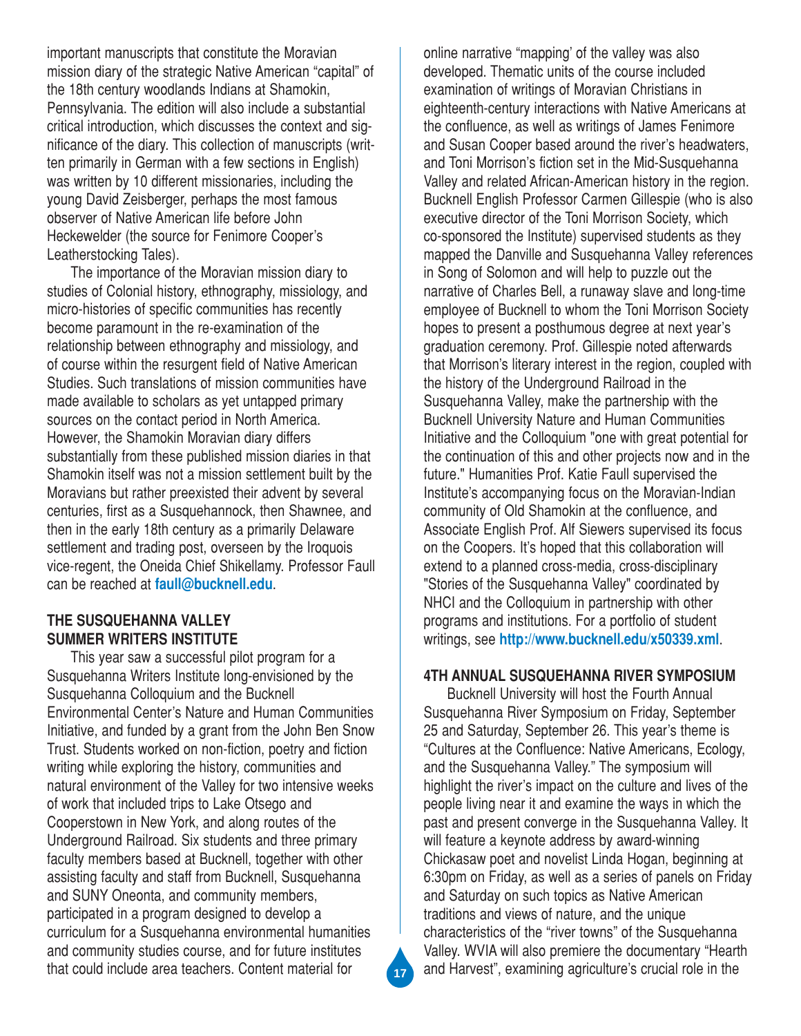important manuscripts that constitute the Moravian mission diary of the strategic Native American "capital" of the 18th century woodlands Indians at Shamokin, Pennsylvania. The edition will also include a substantial critical introduction, which discusses the context and significance of the diary. This collection of manuscripts (written primarily in German with a few sections in English) was written by 10 different missionaries, including the young David Zeisberger, perhaps the most famous observer of Native American life before John Heckewelder (the source for Fenimore Cooper's Leatherstocking Tales).

The importance of the Moravian mission diary to studies of Colonial history, ethnography, missiology, and micro-histories of specific communities has recently become paramount in the re-examination of the relationship between ethnography and missiology, and of course within the resurgent field of Native American Studies. Such translations of mission communities have made available to scholars as yet untapped primary sources on the contact period in North America. However, the Shamokin Moravian diary differs substantially from these published mission diaries in that Shamokin itself was not a mission settlement built by the Moravians but rather preexisted their advent by several centuries, first as a Susquehannock, then Shawnee, and then in the early 18th century as a primarily Delaware settlement and trading post, overseen by the Iroquois vice-regent, the Oneida Chief Shikellamy. Professor Faull can be reached at **faull@bucknell.edu**.

## THE SUSQUEHANNA VALLEY SUMMER WRITERS INSTITUTE

This year saw a successful pilot program for a Susquehanna Writers Institute long-envisioned by the Susquehanna Colloquium and the Bucknell Environmental Center's Nature and Human Communities Initiative, and funded by a grant from the John Ben Snow Trust. Students worked on non-fiction, poetry and fiction writing while exploring the history, communities and natural environment of the Valley for two intensive weeks of work that included trips to Lake Otsego and Cooperstown in New York, and along routes of the Underground Railroad. Six students and three primary faculty members based at Bucknell, together with other assisting faculty and staff from Bucknell, Susquehanna and SUNY Oneonta, and community members, participated in a program designed to develop a curriculum for a Susquehanna environmental humanities and community studies course, and for future institutes that could include area teachers. Content material for online narrative "mapping' of the valley was also developed. Thematic units of the course included examination of writings of Moravian Christians in eighteenth-century interactions with Native Americans at the confluence, as well as writings of James Fenimore and Susan Cooper based around the river's headwaters, and Toni Morrison's fiction set in the Mid-Susquehanna Valley and related African-American history in the region. Bucknell English Professor Carmen Gillespie (who is also executive director of the Toni Morrison Society, which co-sponsored the Institute) supervised students as they mapped the Danville and Susquehanna Valley references in Song of Solomon and will help to puzzle out the narrative of Charles Bell, a runaway slave and long-time employee of Bucknell to whom the Toni Morrison Society hopes to present a posthumous degree at next year's graduation ceremony. Prof. Gillespie noted afterwards that Morrison's literary interest in the region, coupled with the history of the Underground Railroad in the Susquehanna Valley, make the partnership with the Bucknell University Nature and Human Communities Initiative and the Colloquium "one with great potential for the continuation of this and other projects now and in the future." Humanities Prof. Katie Faull supervised the Institute's accompanying focus on the Moravian-Indian community of Old Shamokin at the confluence, and Associate English Prof. Alf Siewers supervised its focus on the Coopers. It's hoped that this collaboration will extend to a planned cross-media, cross-disciplinary "Stories of the Susquehanna Valley" coordinated by NHCI and the Colloquium in partnership with other programs and institutions. For a portfolio of student writings, see **http://www.bucknell.edu/x50339.xml**.

## 4TH ANNUAL SUSQUEHANNA RIVER SYMPOSIUM

Bucknell University will host the Fourth Annual Susquehanna River Symposium on Friday, September 25 and Saturday, September 26. This year's theme is "Cultures at the Confluence: Native Americans, Ecology, and the Susquehanna Valley." The symposium will highlight the river's impact on the culture and lives of the people living near it and examine the ways in which the past and present converge in the Susquehanna Valley. It will feature a keynote address by award-winning Chickasaw poet and novelist Linda Hogan, beginning at 6:30pm on Friday, as well as a series of panels on Friday and Saturday on such topics as Native American traditions and views of nature, and the unique characteristics of the "river towns" of the Susquehanna Valley. WVIA will also premiere the documentary "Hearth and Harvest", examining agriculture's crucial role in the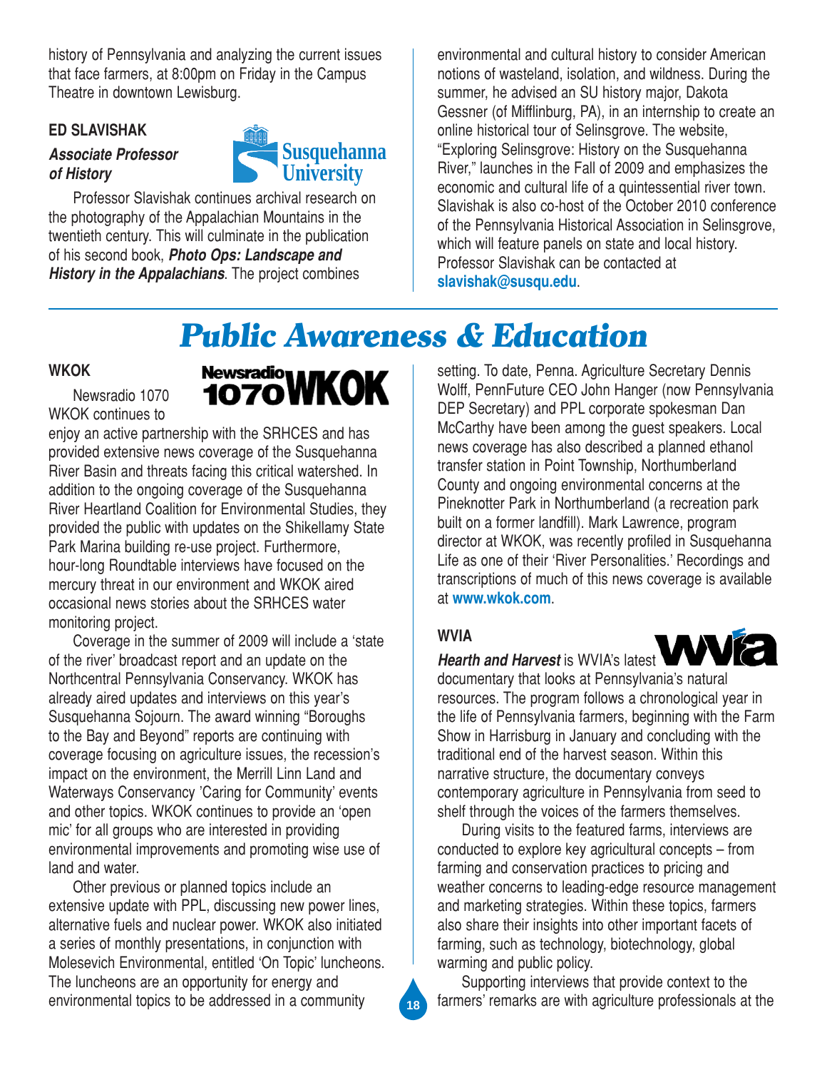history of Pennsylvania and analyzing the current issues that face farmers, at 8:00pm on Friday in the Campus Theatre in downtown Lewisburg.

**ED SLAVISHAK**

***Associate Professor of History***

Susquehanna University

Professor Slavishak continues archival research on the photography of the Appalachian Mountains in the twentieth century. This will culminate in the publication of his second book, ***Photo Ops: Landscape and History in the Appalachians***. The project combines environmental and cultural history to consider American notions of wasteland, isolation, and wildness. During the summer, he advised an SU history major, Dakota Gessner (of Mifflinburg, PA), in an internship to create an online historical tour of Selinsgrove. The website, "Exploring Selinsgrove: History on the Susquehanna River," launches in the Fall of 2009 and emphasizes the economic and cultural life of a quintessential river town. Slavishak is also co-host of the October 2010 conference of the Pennsylvania Historical Association in Selinsgrove, which will feature panels on state and local history. Professor Slavishak can be contacted at **slavishak@susqu.edu**.

# *Public Awareness & Education*

**WKOK**

Newsradio 1070 WKOK

Newsradio 1070 WKOK continues to enjoy an active partnership with the SRHCES and has provided extensive news coverage of the Susquehanna River Basin and threats facing this critical watershed. In addition to the ongoing coverage of the Susquehanna River Heartland Coalition for Environmental Studies, they provided the public with updates on the Shikellamy State Park Marina building re-use project. Furthermore, hour-long Roundtable interviews have focused on the mercury threat in our environment and WKOK aired occasional news stories about the SRHCES water monitoring project.

Coverage in the summer of 2009 will include a 'state of the river' broadcast report and an update on the Northcentral Pennsylvania Conservancy. WKOK has already aired updates and interviews on this year's Susquehanna Sojourn. The award winning "Boroughs to the Bay and Beyond" reports are continuing with coverage focusing on agriculture issues, the recession's impact on the environment, the Merrill Linn Land and Waterways Conservancy 'Caring for Community' events and other topics. WKOK continues to provide an 'open mic' for all groups who are interested in providing environmental improvements and promoting wise use of land and water.

Other previous or planned topics include an extensive update with PPL, discussing new power lines, alternative fuels and nuclear power. WKOK also initiated a series of monthly presentations, in conjunction with Molesevich Environmental, entitled 'On Topic' luncheons. The luncheons are an opportunity for energy and environmental topics to be addressed in a community setting. To date, Penna. Agriculture Secretary Dennis Wolff, PennFuture CEO John Hanger (now Pennsylvania DEP Secretary) and PPL corporate spokesman Dan McCarthy have been among the guest speakers. Local news coverage has also described a planned ethanol transfer station in Point Township, Northumberland County and ongoing environmental concerns at the Pineknotter Park in Northumberland (a recreation park built on a former landfill). Mark Lawrence, program director at WKOK, was recently profiled in Susquehanna Life as one of their 'River Personalities.' Recordings and transcriptions of much of this news coverage is available at **www.wkok.com**.

**WVIA**

***Hearth and Harvest*** is WVIA's latest documentary that looks at Pennsylvania's natural resources. The program follows a chronological year in the life of Pennsylvania farmers, beginning with the Farm Show in Harrisburg in January and concluding with the traditional end of the harvest season. Within this narrative structure, the documentary conveys contemporary agriculture in Pennsylvania from seed to shelf through the voices of the farmers themselves.

During visits to the featured farms, interviews are conducted to explore key agricultural concepts – from farming and conservation practices to pricing and weather concerns to leading-edge resource management and marketing strategies. Within these topics, farmers also share their insights into other important facets of farming, such as technology, biotechnology, global warming and public policy.

Supporting interviews that provide context to the farmers' remarks are with agriculture professionals at the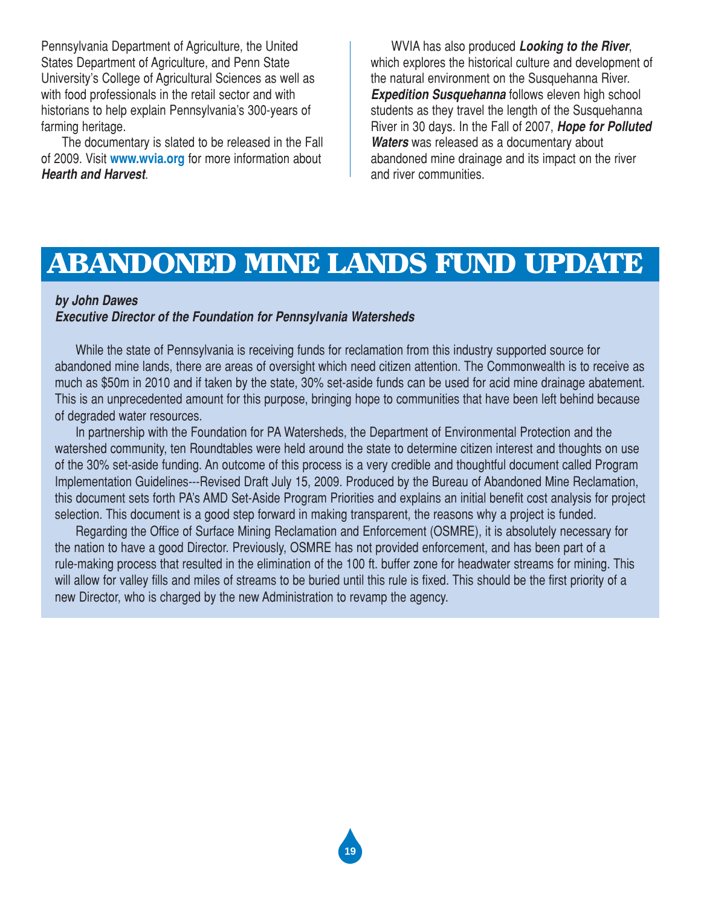Pennsylvania Department of Agriculture, the United States Department of Agriculture, and Penn State University's College of Agricultural Sciences as well as with food professionals in the retail sector and with historians to help explain Pennsylvania's 300-years of farming heritage.

The documentary is slated to be released in the Fall of 2009. Visit **www.wvia.org** for more information about ***Hearth and Harvest***.

WVIA has also produced ***Looking to the River***, which explores the historical culture and development of the natural environment on the Susquehanna River. ***Expedition Susquehanna*** follows eleven high school students as they travel the length of the Susquehanna River in 30 days. In the Fall of 2007, ***Hope for Polluted Waters*** was released as a documentary about abandoned mine drainage and its impact on the river and river communities.

# ABANDONED MINE LANDS FUND UPDATE

***by John Dawes***
***Executive Director of the Foundation for Pennsylvania Watersheds***

While the state of Pennsylvania is receiving funds for reclamation from this industry supported source for abandoned mine lands, there are areas of oversight which need citizen attention. The Commonwealth is to receive as much as $50m in 2010 and if taken by the state, 30% set-aside funds can be used for acid mine drainage abatement. This is an unprecedented amount for this purpose, bringing hope to communities that have been left behind because of degraded water resources.

In partnership with the Foundation for PA Watersheds, the Department of Environmental Protection and the watershed community, ten Roundtables were held around the state to determine citizen interest and thoughts on use of the 30% set-aside funding. An outcome of this process is a very credible and thoughtful document called Program Implementation Guidelines---Revised Draft July 15, 2009. Produced by the Bureau of Abandoned Mine Reclamation, this document sets forth PA's AMD Set-Aside Program Priorities and explains an initial benefit cost analysis for project selection. This document is a good step forward in making transparent, the reasons why a project is funded.

Regarding the Office of Surface Mining Reclamation and Enforcement (OSMRE), it is absolutely necessary for the nation to have a good Director. Previously, OSMRE has not provided enforcement, and has been part of a rule-making process that resulted in the elimination of the 100 ft. buffer zone for headwater streams for mining. This will allow for valley fills and miles of streams to be buried until this rule is fixed. This should be the first priority of a new Director, who is charged by the new Administration to revamp the agency.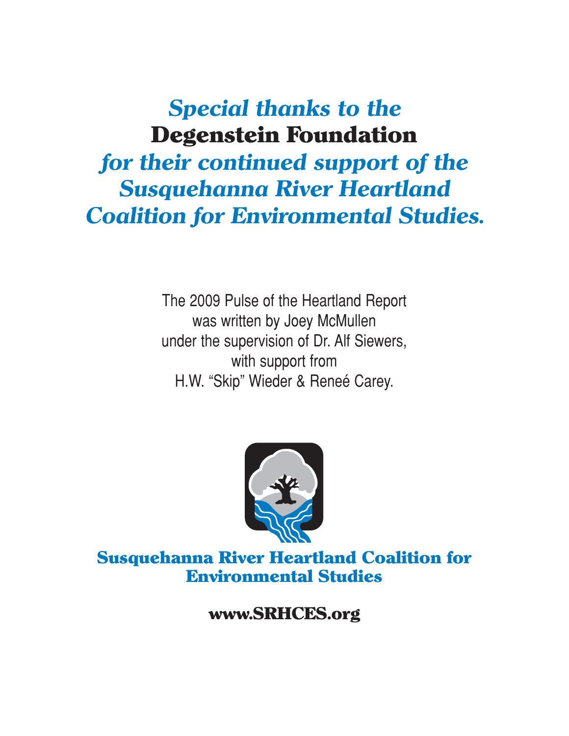*Special thanks to the*

**Degenstein Foundation**

*for their continued support of the Susquehanna River Heartland Coalition for Environmental Studies.*

The 2009 Pulse of the Heartland Report
was written by Joey McMullen
under the supervision of Dr. Alf Siewers,
with support from
H.W. "Skip" Wieder & Reneé Carey.

**Susquehanna River Heartland Coalition for Environmental Studies**

**www.SRHCES.org**